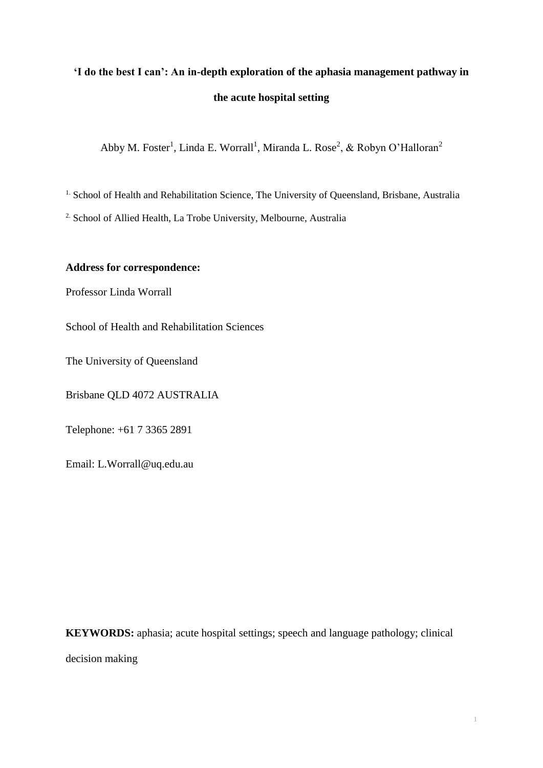# 'I do the best I can': An in-depth exploration of the aphasia management pathway in the acute hospital setting

Abby M. Foster[1], Linda E. Worrall[1], Miranda L. Rose[2], & Robyn O'Halloran[2]

[1.] School of Health and Rehabilitation Science, The University of Queensland, Brisbane, Australia

[2.] School of Allied Health, La Trobe University, Melbourne, Australia

**Address for correspondence:**

Professor Linda Worrall

School of Health and Rehabilitation Sciences

The University of Queensland

Brisbane QLD 4072 AUSTRALIA

Telephone: +61 7 3365 2891

Email: L.Worrall@uq.edu.au

**KEYWORDS:** aphasia; acute hospital settings; speech and language pathology; clinical decision making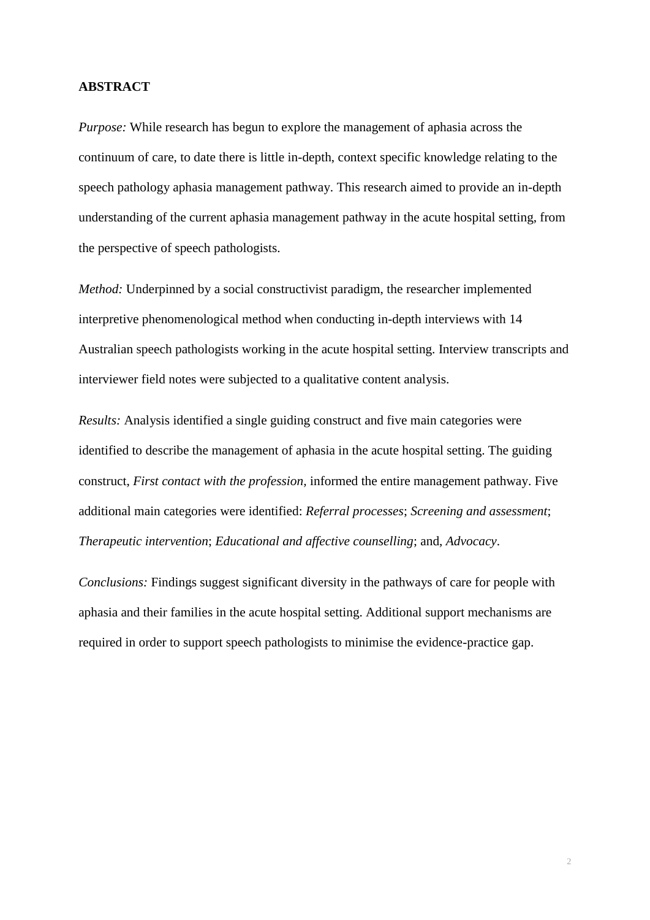**ABSTRACT**

*Purpose:* While research has begun to explore the management of aphasia across the continuum of care, to date there is little in-depth, context specific knowledge relating to the speech pathology aphasia management pathway. This research aimed to provide an in-depth understanding of the current aphasia management pathway in the acute hospital setting, from the perspective of speech pathologists.

*Method:* Underpinned by a social constructivist paradigm, the researcher implemented interpretive phenomenological method when conducting in-depth interviews with 14 Australian speech pathologists working in the acute hospital setting. Interview transcripts and interviewer field notes were subjected to a qualitative content analysis.

*Results:* Analysis identified a single guiding construct and five main categories were identified to describe the management of aphasia in the acute hospital setting. The guiding construct, *First contact with the profession*, informed the entire management pathway. Five additional main categories were identified: *Referral processes*; *Screening and assessment*; *Therapeutic intervention*; *Educational and affective counselling*; and, *Advocacy*.

*Conclusions:* Findings suggest significant diversity in the pathways of care for people with aphasia and their families in the acute hospital setting. Additional support mechanisms are required in order to support speech pathologists to minimise the evidence-practice gap.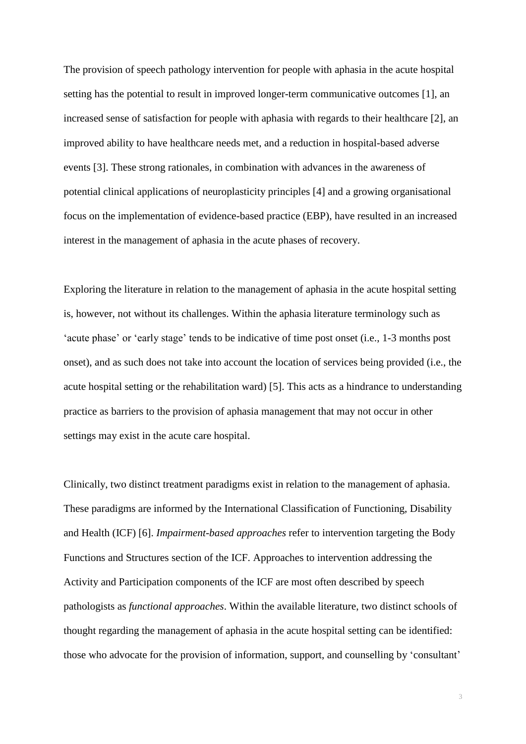The provision of speech pathology intervention for people with aphasia in the acute hospital setting has the potential to result in improved longer-term communicative outcomes [1], an increased sense of satisfaction for people with aphasia with regards to their healthcare [2], an improved ability to have healthcare needs met, and a reduction in hospital-based adverse events [3]. These strong rationales, in combination with advances in the awareness of potential clinical applications of neuroplasticity principles [4] and a growing organisational focus on the implementation of evidence-based practice (EBP), have resulted in an increased interest in the management of aphasia in the acute phases of recovery.

Exploring the literature in relation to the management of aphasia in the acute hospital setting is, however, not without its challenges. Within the aphasia literature terminology such as 'acute phase' or 'early stage' tends to be indicative of time post onset (i.e., 1-3 months post onset), and as such does not take into account the location of services being provided (i.e., the acute hospital setting or the rehabilitation ward) [5]. This acts as a hindrance to understanding practice as barriers to the provision of aphasia management that may not occur in other settings may exist in the acute care hospital.

Clinically, two distinct treatment paradigms exist in relation to the management of aphasia. These paradigms are informed by the International Classification of Functioning, Disability and Health (ICF) [6]. *Impairment-based approaches* refer to intervention targeting the Body Functions and Structures section of the ICF. Approaches to intervention addressing the Activity and Participation components of the ICF are most often described by speech pathologists as *functional approaches*. Within the available literature, two distinct schools of thought regarding the management of aphasia in the acute hospital setting can be identified: those who advocate for the provision of information, support, and counselling by 'consultant'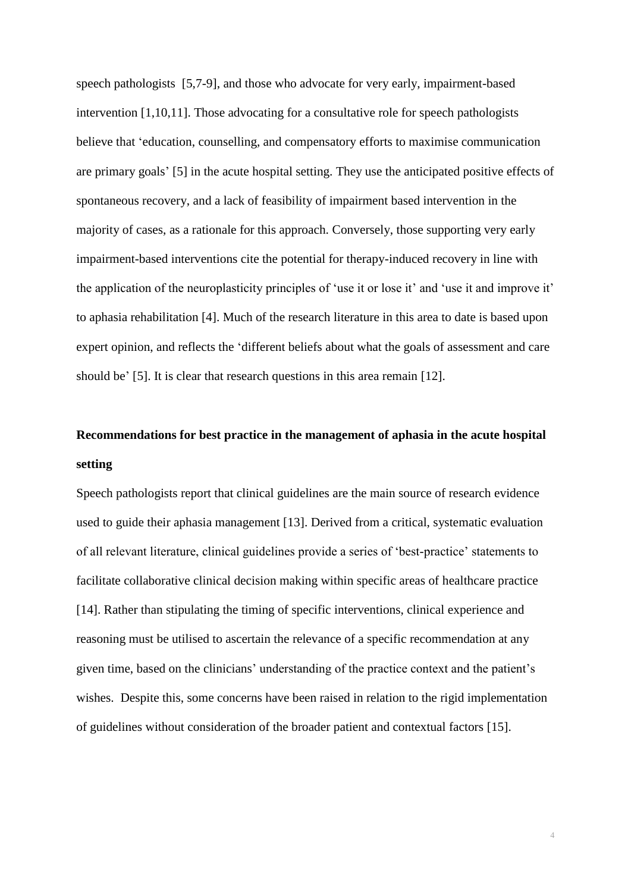speech pathologists [5,7-9], and those who advocate for very early, impairment-based intervention [1,10,11]. Those advocating for a consultative role for speech pathologists believe that 'education, counselling, and compensatory efforts to maximise communication are primary goals' [5] in the acute hospital setting. They use the anticipated positive effects of spontaneous recovery, and a lack of feasibility of impairment based intervention in the majority of cases, as a rationale for this approach. Conversely, those supporting very early impairment-based interventions cite the potential for therapy-induced recovery in line with the application of the neuroplasticity principles of 'use it or lose it' and 'use it and improve it' to aphasia rehabilitation [4]. Much of the research literature in this area to date is based upon expert opinion, and reflects the 'different beliefs about what the goals of assessment and care should be' [5]. It is clear that research questions in this area remain [12].

**Recommendations for best practice in the management of aphasia in the acute hospital setting**

Speech pathologists report that clinical guidelines are the main source of research evidence used to guide their aphasia management [13]. Derived from a critical, systematic evaluation of all relevant literature, clinical guidelines provide a series of 'best-practice' statements to facilitate collaborative clinical decision making within specific areas of healthcare practice [14]. Rather than stipulating the timing of specific interventions, clinical experience and reasoning must be utilised to ascertain the relevance of a specific recommendation at any given time, based on the clinicians' understanding of the practice context and the patient's wishes. Despite this, some concerns have been raised in relation to the rigid implementation of guidelines without consideration of the broader patient and contextual factors [15].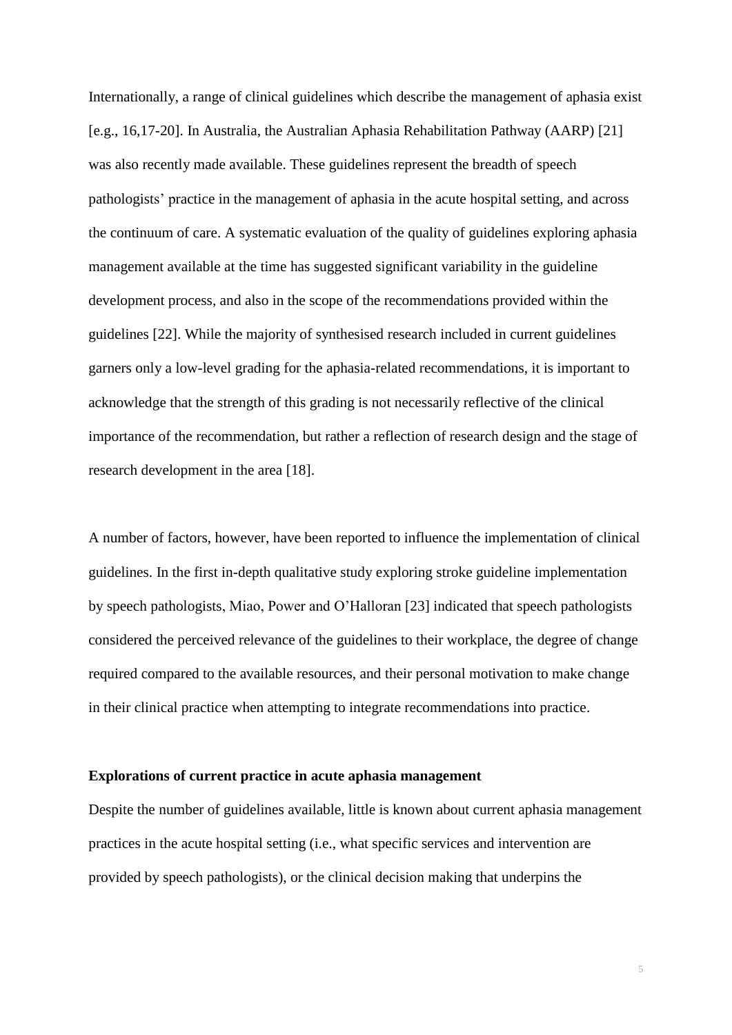Internationally, a range of clinical guidelines which describe the management of aphasia exist [e.g., 16,17-20]. In Australia, the Australian Aphasia Rehabilitation Pathway (AARP) [21] was also recently made available. These guidelines represent the breadth of speech pathologists' practice in the management of aphasia in the acute hospital setting, and across the continuum of care. A systematic evaluation of the quality of guidelines exploring aphasia management available at the time has suggested significant variability in the guideline development process, and also in the scope of the recommendations provided within the guidelines [22]. While the majority of synthesised research included in current guidelines garners only a low-level grading for the aphasia-related recommendations, it is important to acknowledge that the strength of this grading is not necessarily reflective of the clinical importance of the recommendation, but rather a reflection of research design and the stage of research development in the area [18].

A number of factors, however, have been reported to influence the implementation of clinical guidelines. In the first in-depth qualitative study exploring stroke guideline implementation by speech pathologists, Miao, Power and O'Halloran [23] indicated that speech pathologists considered the perceived relevance of the guidelines to their workplace, the degree of change required compared to the available resources, and their personal motivation to make change in their clinical practice when attempting to integrate recommendations into practice.

**Explorations of current practice in acute aphasia management**

Despite the number of guidelines available, little is known about current aphasia management practices in the acute hospital setting (i.e., what specific services and intervention are provided by speech pathologists), or the clinical decision making that underpins the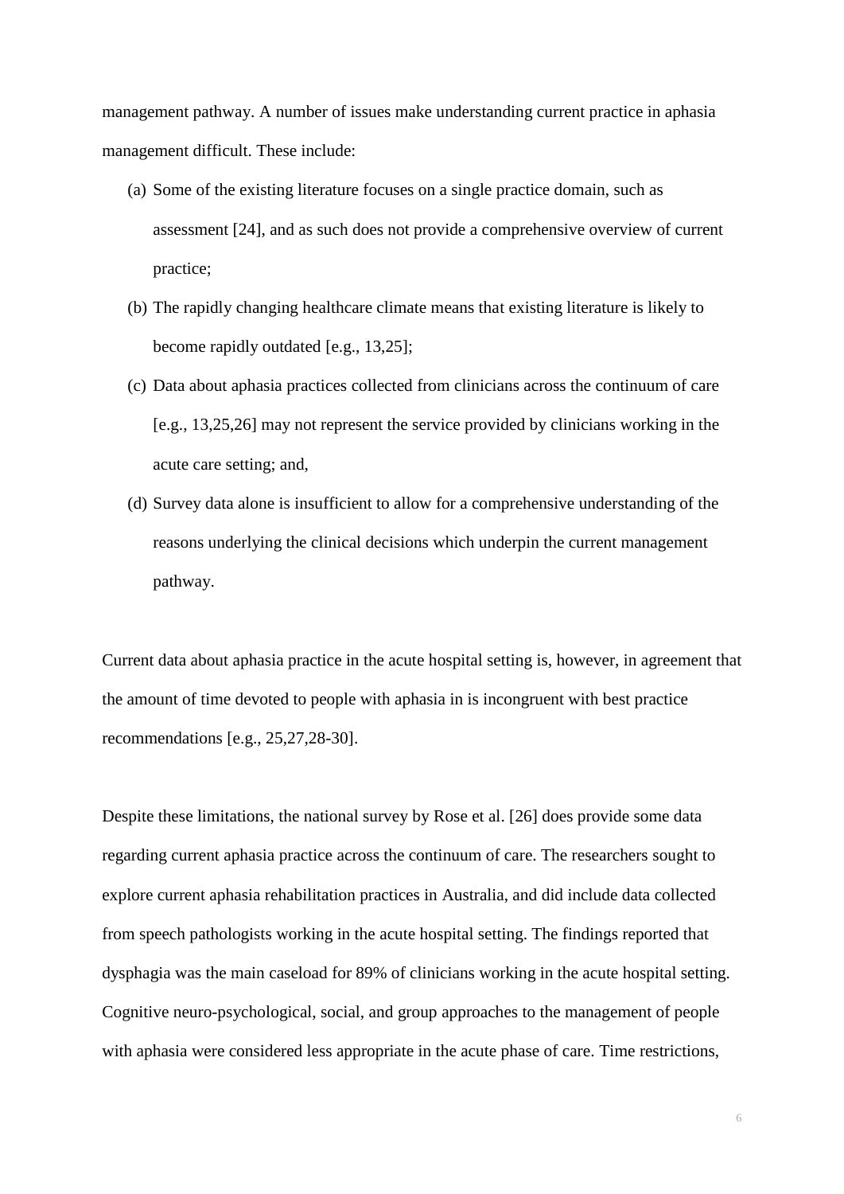management pathway. A number of issues make understanding current practice in aphasia management difficult. These include:

(a) Some of the existing literature focuses on a single practice domain, such as assessment [24], and as such does not provide a comprehensive overview of current practice;

(b) The rapidly changing healthcare climate means that existing literature is likely to become rapidly outdated [e.g., 13,25];

(c) Data about aphasia practices collected from clinicians across the continuum of care [e.g., 13,25,26] may not represent the service provided by clinicians working in the acute care setting; and,

(d) Survey data alone is insufficient to allow for a comprehensive understanding of the reasons underlying the clinical decisions which underpin the current management pathway.

Current data about aphasia practice in the acute hospital setting is, however, in agreement that the amount of time devoted to people with aphasia in is incongruent with best practice recommendations [e.g., 25,27,28-30].

Despite these limitations, the national survey by Rose et al. [26] does provide some data regarding current aphasia practice across the continuum of care. The researchers sought to explore current aphasia rehabilitation practices in Australia, and did include data collected from speech pathologists working in the acute hospital setting. The findings reported that dysphagia was the main caseload for 89% of clinicians working in the acute hospital setting. Cognitive neuro-psychological, social, and group approaches to the management of people with aphasia were considered less appropriate in the acute phase of care. Time restrictions,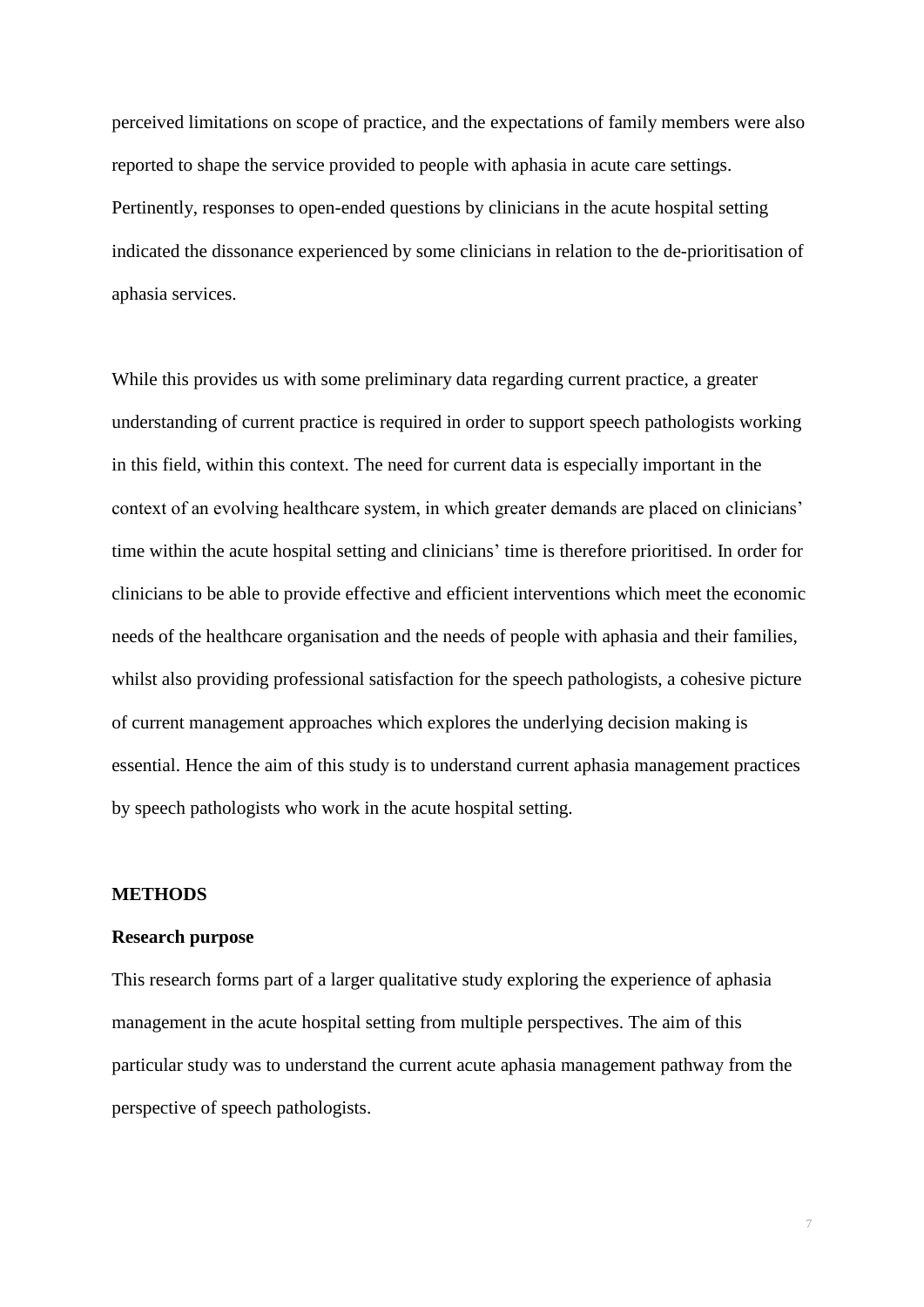perceived limitations on scope of practice, and the expectations of family members were also reported to shape the service provided to people with aphasia in acute care settings. Pertinently, responses to open-ended questions by clinicians in the acute hospital setting indicated the dissonance experienced by some clinicians in relation to the de-prioritisation of aphasia services.

While this provides us with some preliminary data regarding current practice, a greater understanding of current practice is required in order to support speech pathologists working in this field, within this context. The need for current data is especially important in the context of an evolving healthcare system, in which greater demands are placed on clinicians' time within the acute hospital setting and clinicians' time is therefore prioritised. In order for clinicians to be able to provide effective and efficient interventions which meet the economic needs of the healthcare organisation and the needs of people with aphasia and their families, whilst also providing professional satisfaction for the speech pathologists, a cohesive picture of current management approaches which explores the underlying decision making is essential. Hence the aim of this study is to understand current aphasia management practices by speech pathologists who work in the acute hospital setting.

## METHODS

### Research purpose

This research forms part of a larger qualitative study exploring the experience of aphasia management in the acute hospital setting from multiple perspectives. The aim of this particular study was to understand the current acute aphasia management pathway from the perspective of speech pathologists.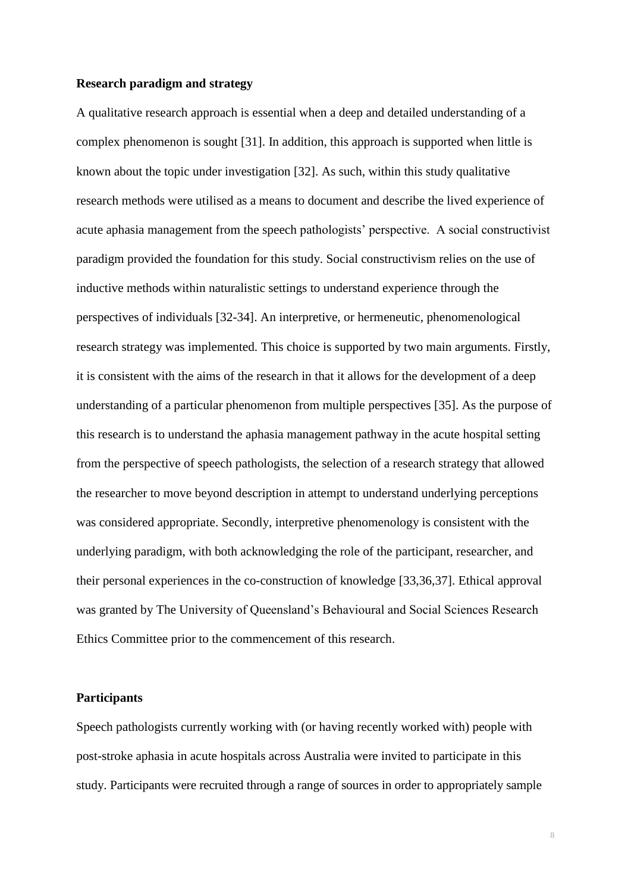**Research paradigm and strategy**

A qualitative research approach is essential when a deep and detailed understanding of a complex phenomenon is sought [31]. In addition, this approach is supported when little is known about the topic under investigation [32]. As such, within this study qualitative research methods were utilised as a means to document and describe the lived experience of acute aphasia management from the speech pathologists' perspective. A social constructivist paradigm provided the foundation for this study. Social constructivism relies on the use of inductive methods within naturalistic settings to understand experience through the perspectives of individuals [32-34]. An interpretive, or hermeneutic, phenomenological research strategy was implemented. This choice is supported by two main arguments. Firstly, it is consistent with the aims of the research in that it allows for the development of a deep understanding of a particular phenomenon from multiple perspectives [35]. As the purpose of this research is to understand the aphasia management pathway in the acute hospital setting from the perspective of speech pathologists, the selection of a research strategy that allowed the researcher to move beyond description in attempt to understand underlying perceptions was considered appropriate. Secondly, interpretive phenomenology is consistent with the underlying paradigm, with both acknowledging the role of the participant, researcher, and their personal experiences in the co-construction of knowledge [33,36,37]. Ethical approval was granted by The University of Queensland's Behavioural and Social Sciences Research Ethics Committee prior to the commencement of this research.

**Participants**

Speech pathologists currently working with (or having recently worked with) people with post-stroke aphasia in acute hospitals across Australia were invited to participate in this study. Participants were recruited through a range of sources in order to appropriately sample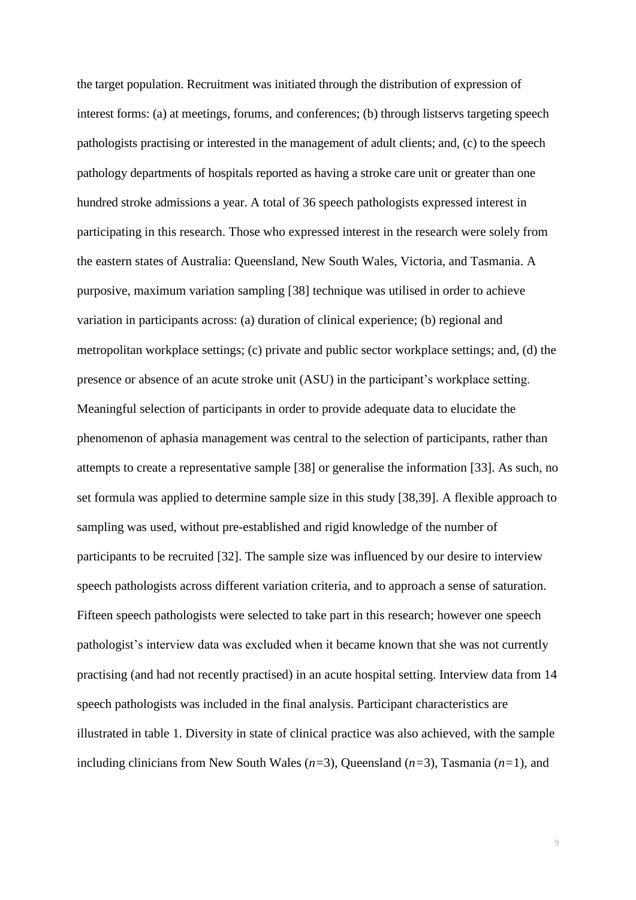the target population. Recruitment was initiated through the distribution of expression of interest forms: (a) at meetings, forums, and conferences; (b) through listservs targeting speech pathologists practising or interested in the management of adult clients; and, (c) to the speech pathology departments of hospitals reported as having a stroke care unit or greater than one hundred stroke admissions a year. A total of 36 speech pathologists expressed interest in participating in this research. Those who expressed interest in the research were solely from the eastern states of Australia: Queensland, New South Wales, Victoria, and Tasmania. A purposive, maximum variation sampling [38] technique was utilised in order to achieve variation in participants across: (a) duration of clinical experience; (b) regional and metropolitan workplace settings; (c) private and public sector workplace settings; and, (d) the presence or absence of an acute stroke unit (ASU) in the participant's workplace setting. Meaningful selection of participants in order to provide adequate data to elucidate the phenomenon of aphasia management was central to the selection of participants, rather than attempts to create a representative sample [38] or generalise the information [33]. As such, no set formula was applied to determine sample size in this study [38,39]. A flexible approach to sampling was used, without pre-established and rigid knowledge of the number of participants to be recruited [32]. The sample size was influenced by our desire to interview speech pathologists across different variation criteria, and to approach a sense of saturation. Fifteen speech pathologists were selected to take part in this research; however one speech pathologist's interview data was excluded when it became known that she was not currently practising (and had not recently practised) in an acute hospital setting. Interview data from 14 speech pathologists was included in the final analysis. Participant characteristics are illustrated in table 1. Diversity in state of clinical practice was also achieved, with the sample including clinicians from New South Wales ($n$=3), Queensland ($n$=3), Tasmania ($n$=1), and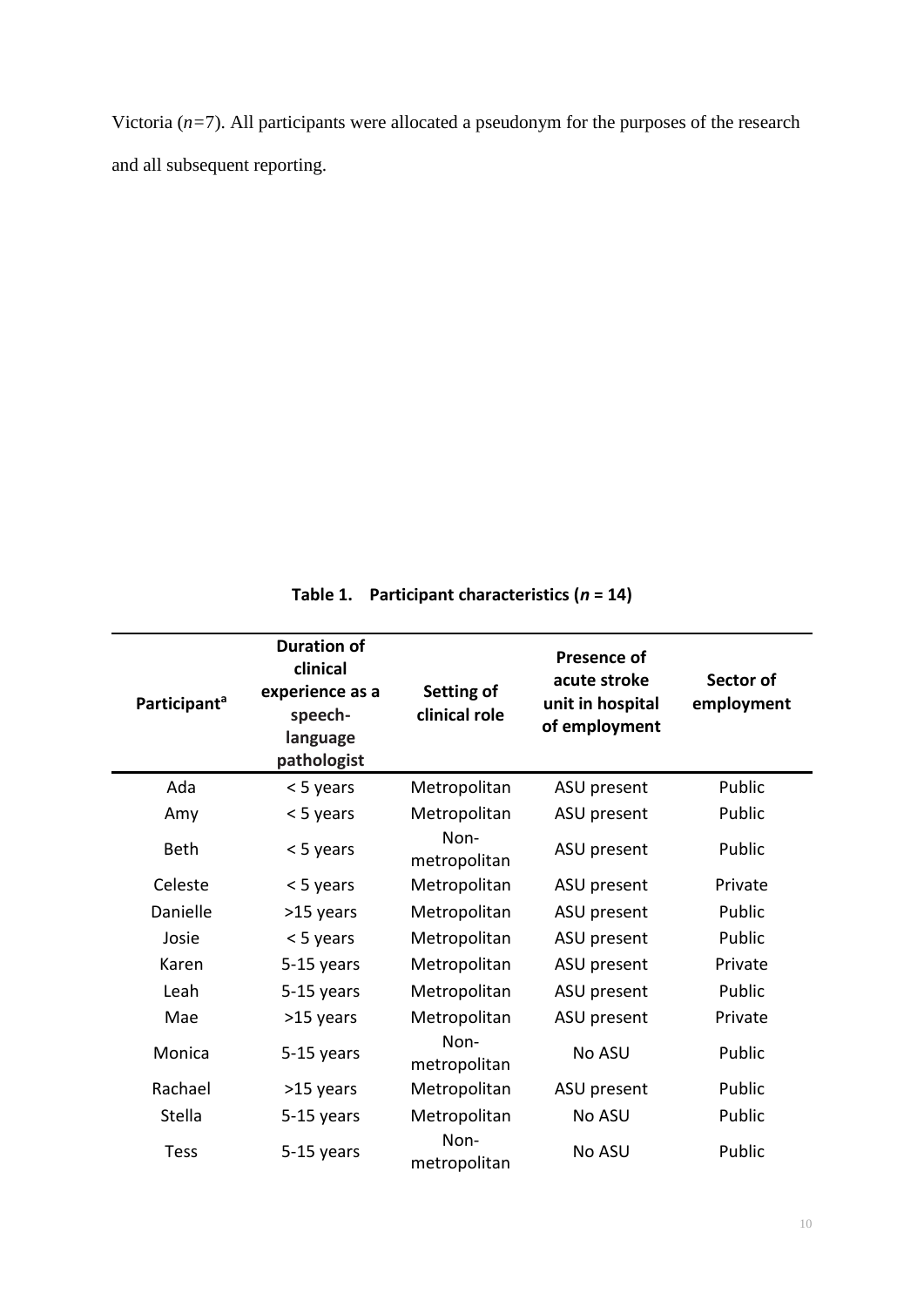Victoria (*n*=7). All participants were allocated a pseudonym for the purposes of the research and all subsequent reporting.

**Table 1. Participant characteristics (*n* = 14)**

| Participant[a] | Duration of clinical experience as a speech-language pathologist | Setting of clinical role | Presence of acute stroke unit in hospital of employment | Sector of employment |
|---|---|---|---|---|
| Ada | < 5 years | Metropolitan | ASU present | Public |
| Amy | < 5 years | Metropolitan | ASU present | Public |
| Beth | < 5 years | Non-metropolitan | ASU present | Public |
| Celeste | < 5 years | Metropolitan | ASU present | Private |
| Danielle | >15 years | Metropolitan | ASU present | Public |
| Josie | < 5 years | Metropolitan | ASU present | Public |
| Karen | 5-15 years | Metropolitan | ASU present | Private |
| Leah | 5-15 years | Metropolitan | ASU present | Public |
| Mae | >15 years | Metropolitan | ASU present | Private |
| Monica | 5-15 years | Non-metropolitan | No ASU | Public |
| Rachael | >15 years | Metropolitan | ASU present | Public |
| Stella | 5-15 years | Metropolitan | No ASU | Public |
| Tess | 5-15 years | Non-metropolitan | No ASU | Public |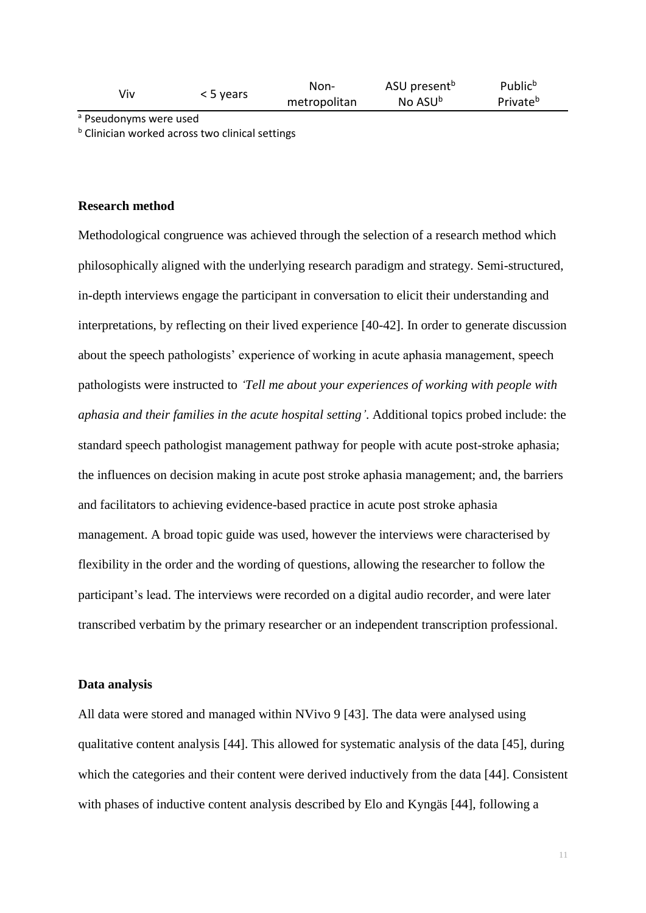| Viv | < 5 years | Non-metropolitan | ASU present[b] No ASU[b] | Public[b] Private[b] |
|---|---|---|---|---|

[a] Pseudonyms were used

[b] Clinician worked across two clinical settings

**Research method**

Methodological congruence was achieved through the selection of a research method which philosophically aligned with the underlying research paradigm and strategy. Semi-structured, in-depth interviews engage the participant in conversation to elicit their understanding and interpretations, by reflecting on their lived experience [40-42]. In order to generate discussion about the speech pathologists' experience of working in acute aphasia management, speech pathologists were instructed to *'Tell me about your experiences of working with people with aphasia and their families in the acute hospital setting'*. Additional topics probed include: the standard speech pathologist management pathway for people with acute post-stroke aphasia; the influences on decision making in acute post stroke aphasia management; and, the barriers and facilitators to achieving evidence-based practice in acute post stroke aphasia management. A broad topic guide was used, however the interviews were characterised by flexibility in the order and the wording of questions, allowing the researcher to follow the participant's lead. The interviews were recorded on a digital audio recorder, and were later transcribed verbatim by the primary researcher or an independent transcription professional.

**Data analysis**

All data were stored and managed within NVivo 9 [43]. The data were analysed using qualitative content analysis [44]. This allowed for systematic analysis of the data [45], during which the categories and their content were derived inductively from the data [44]. Consistent with phases of inductive content analysis described by Elo and Kyngäs [44], following a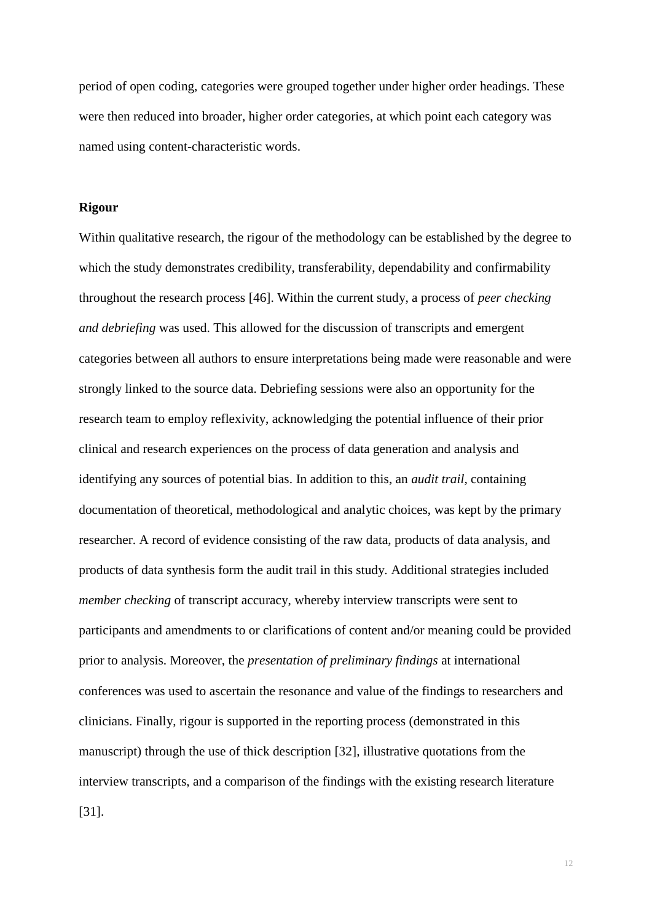period of open coding, categories were grouped together under higher order headings. These were then reduced into broader, higher order categories, at which point each category was named using content-characteristic words.

**Rigour**

Within qualitative research, the rigour of the methodology can be established by the degree to which the study demonstrates credibility, transferability, dependability and confirmability throughout the research process [46]. Within the current study, a process of *peer checking and debriefing* was used. This allowed for the discussion of transcripts and emergent categories between all authors to ensure interpretations being made were reasonable and were strongly linked to the source data. Debriefing sessions were also an opportunity for the research team to employ reflexivity, acknowledging the potential influence of their prior clinical and research experiences on the process of data generation and analysis and identifying any sources of potential bias. In addition to this, an *audit trail*, containing documentation of theoretical, methodological and analytic choices, was kept by the primary researcher. A record of evidence consisting of the raw data, products of data analysis, and products of data synthesis form the audit trail in this study. Additional strategies included *member checking* of transcript accuracy, whereby interview transcripts were sent to participants and amendments to or clarifications of content and/or meaning could be provided prior to analysis. Moreover, the *presentation of preliminary findings* at international conferences was used to ascertain the resonance and value of the findings to researchers and clinicians. Finally, rigour is supported in the reporting process (demonstrated in this manuscript) through the use of thick description [32], illustrative quotations from the interview transcripts, and a comparison of the findings with the existing research literature [31].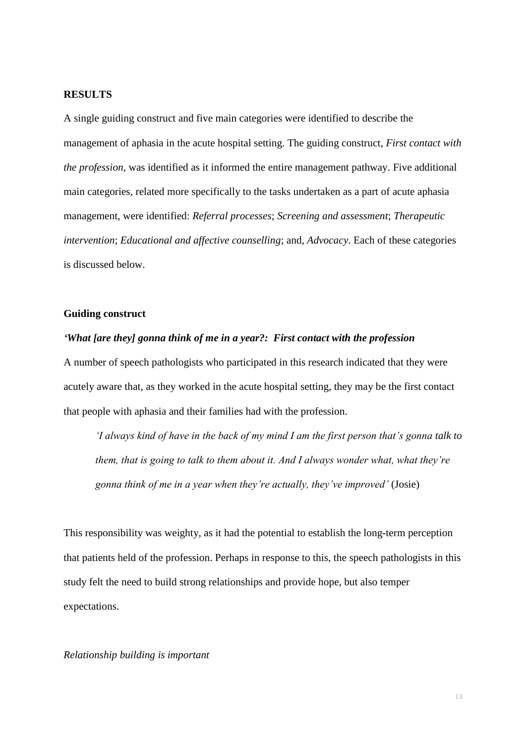## RESULTS

A single guiding construct and five main categories were identified to describe the management of aphasia in the acute hospital setting. The guiding construct, *First contact with the profession*, was identified as it informed the entire management pathway. Five additional main categories, related more specifically to the tasks undertaken as a part of acute aphasia management, were identified: *Referral processes*; *Screening and assessment*; *Therapeutic intervention*; *Educational and affective counselling*; and, *Advocacy*. Each of these categories is discussed below.

### Guiding construct

#### *'What [are they] gonna think of me in a year?: First contact with the profession*

A number of speech pathologists who participated in this research indicated that they were acutely aware that, as they worked in the acute hospital setting, they may be the first contact that people with aphasia and their families had with the profession.

> *'I always kind of have in the back of my mind I am the first person that's gonna talk to them, that is going to talk to them about it. And I always wonder what, what they're gonna think of me in a year when they're actually, they've improved'* (Josie)

This responsibility was weighty, as it had the potential to establish the long-term perception that patients held of the profession. Perhaps in response to this, the speech pathologists in this study felt the need to build strong relationships and provide hope, but also temper expectations.

*Relationship building is important*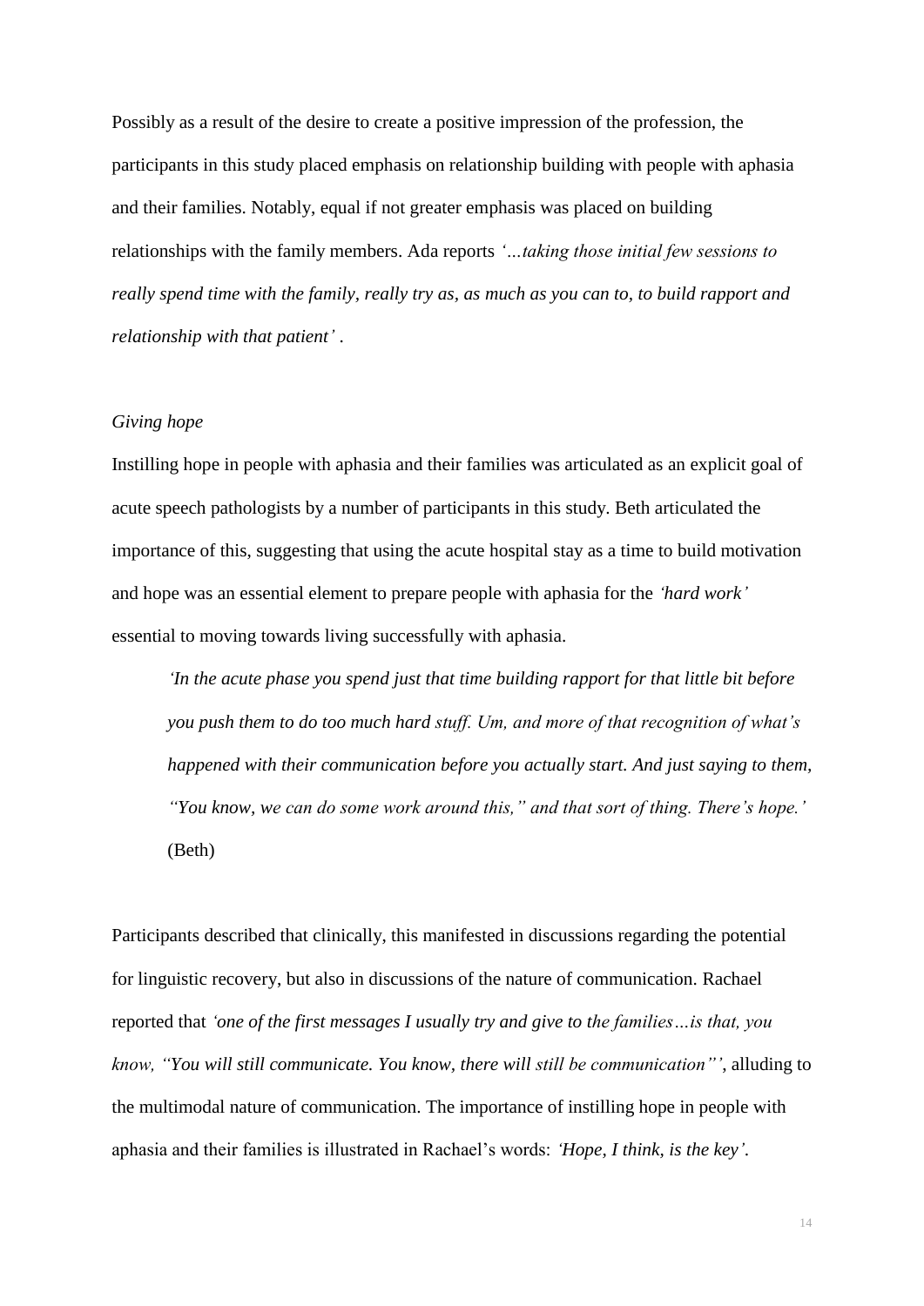Possibly as a result of the desire to create a positive impression of the profession, the participants in this study placed emphasis on relationship building with people with aphasia and their families. Notably, equal if not greater emphasis was placed on building relationships with the family members. Ada reports *'…taking those initial few sessions to really spend time with the family, really try as, as much as you can to, to build rapport and relationship with that patient'* .

*Giving hope*

Instilling hope in people with aphasia and their families was articulated as an explicit goal of acute speech pathologists by a number of participants in this study. Beth articulated the importance of this, suggesting that using the acute hospital stay as a time to build motivation and hope was an essential element to prepare people with aphasia for the *'hard work'* essential to moving towards living successfully with aphasia.

> *'In the acute phase you spend just that time building rapport for that little bit before you push them to do too much hard stuff. Um, and more of that recognition of what's happened with their communication before you actually start. And just saying to them, "You know, we can do some work around this," and that sort of thing. There's hope.'* (Beth)

Participants described that clinically, this manifested in discussions regarding the potential for linguistic recovery, but also in discussions of the nature of communication. Rachael reported that *'one of the first messages I usually try and give to the families…is that, you know, "You will still communicate. You know, there will still be communication"'*, alluding to the multimodal nature of communication. The importance of instilling hope in people with aphasia and their families is illustrated in Rachael's words: *'Hope, I think, is the key'*.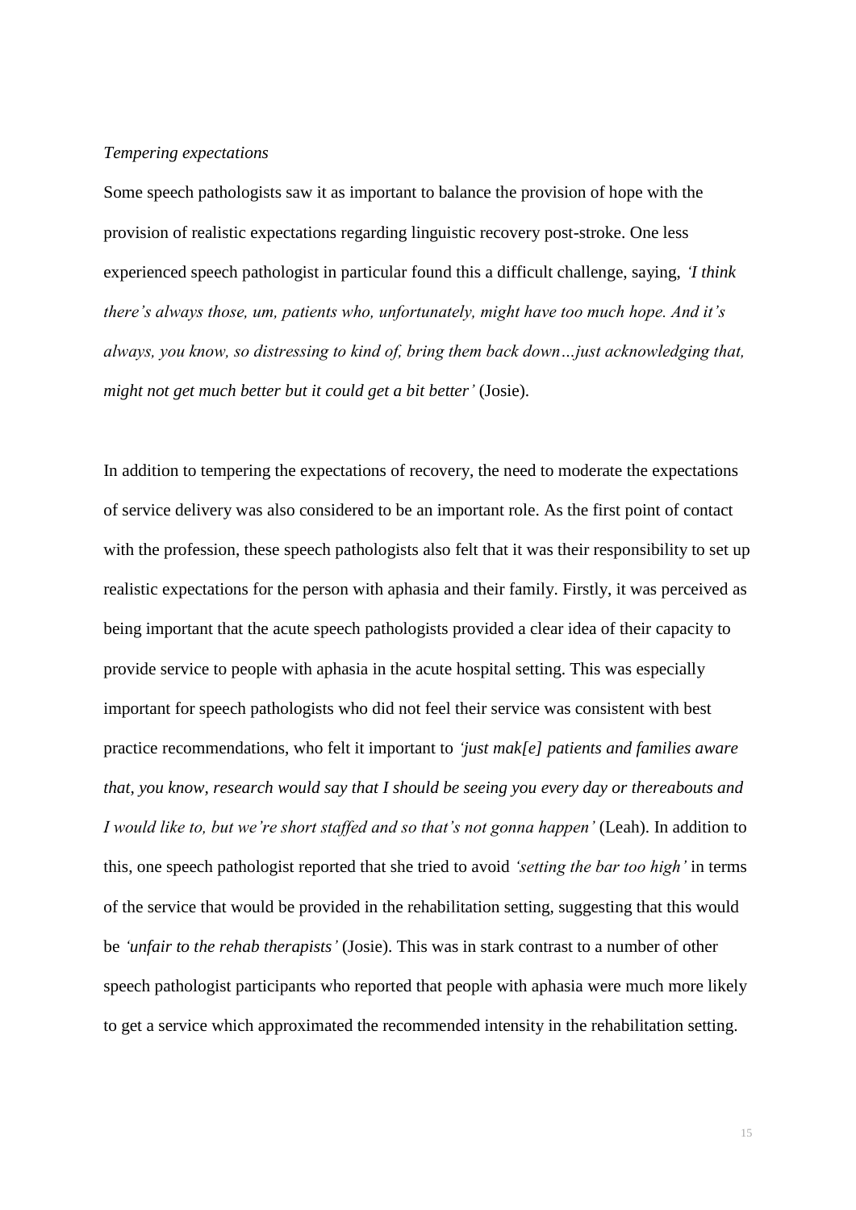*Tempering expectations*

Some speech pathologists saw it as important to balance the provision of hope with the provision of realistic expectations regarding linguistic recovery post-stroke. One less experienced speech pathologist in particular found this a difficult challenge, saying, *'I think there's always those, um, patients who, unfortunately, might have too much hope. And it's always, you know, so distressing to kind of, bring them back down…just acknowledging that, might not get much better but it could get a bit better'* (Josie).

In addition to tempering the expectations of recovery, the need to moderate the expectations of service delivery was also considered to be an important role. As the first point of contact with the profession, these speech pathologists also felt that it was their responsibility to set up realistic expectations for the person with aphasia and their family. Firstly, it was perceived as being important that the acute speech pathologists provided a clear idea of their capacity to provide service to people with aphasia in the acute hospital setting. This was especially important for speech pathologists who did not feel their service was consistent with best practice recommendations, who felt it important to *'just mak[e] patients and families aware that, you know, research would say that I should be seeing you every day or thereabouts and I would like to, but we're short staffed and so that's not gonna happen'* (Leah). In addition to this, one speech pathologist reported that she tried to avoid *'setting the bar too high'* in terms of the service that would be provided in the rehabilitation setting, suggesting that this would be *'unfair to the rehab therapists'* (Josie). This was in stark contrast to a number of other speech pathologist participants who reported that people with aphasia were much more likely to get a service which approximated the recommended intensity in the rehabilitation setting.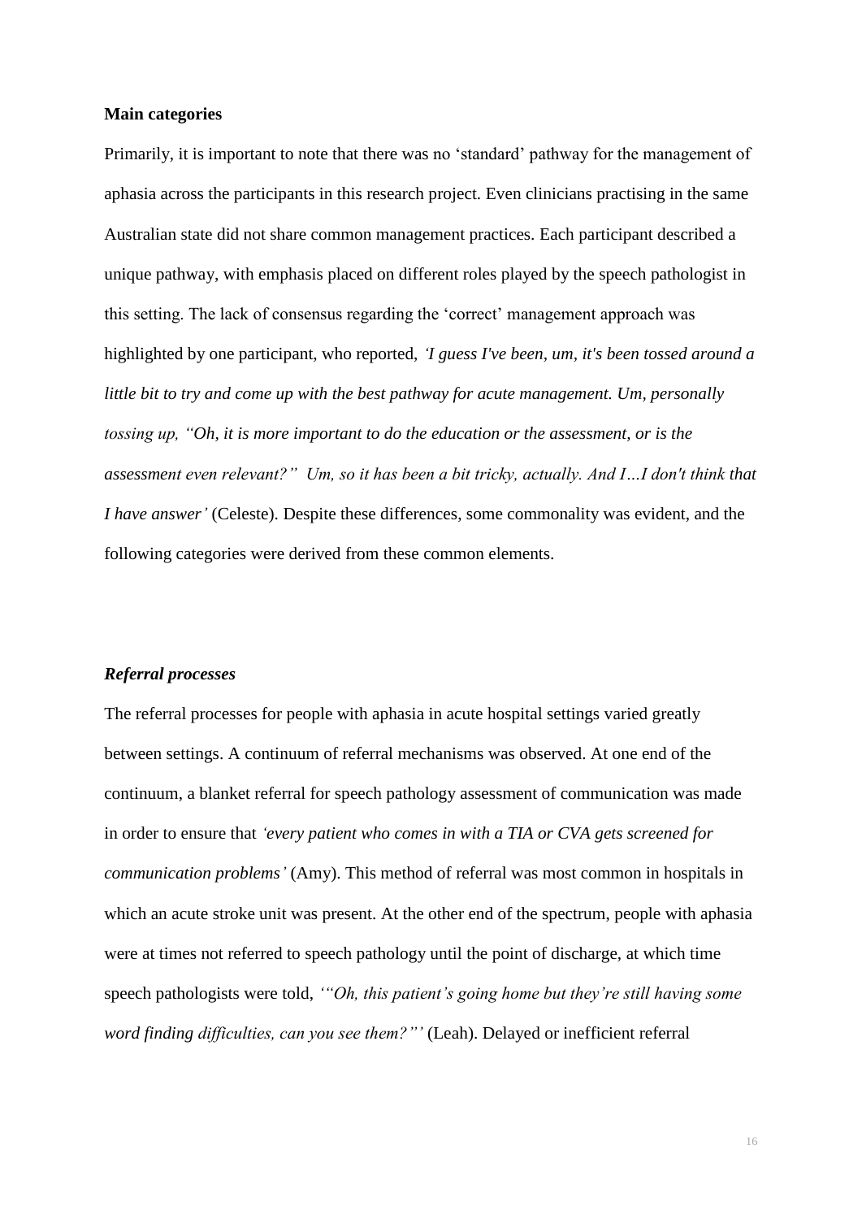**Main categories**

Primarily, it is important to note that there was no 'standard' pathway for the management of aphasia across the participants in this research project. Even clinicians practising in the same Australian state did not share common management practices. Each participant described a unique pathway, with emphasis placed on different roles played by the speech pathologist in this setting. The lack of consensus regarding the 'correct' management approach was highlighted by one participant, who reported, *'I guess I've been, um, it's been tossed around a little bit to try and come up with the best pathway for acute management. Um, personally tossing up, "Oh, it is more important to do the education or the assessment, or is the assessment even relevant?" Um, so it has been a bit tricky, actually. And I…I don't think that I have answer'* (Celeste). Despite these differences, some commonality was evident, and the following categories were derived from these common elements.

***Referral processes***

The referral processes for people with aphasia in acute hospital settings varied greatly between settings. A continuum of referral mechanisms was observed. At one end of the continuum, a blanket referral for speech pathology assessment of communication was made in order to ensure that *'every patient who comes in with a TIA or CVA gets screened for communication problems'* (Amy). This method of referral was most common in hospitals in which an acute stroke unit was present. At the other end of the spectrum, people with aphasia were at times not referred to speech pathology until the point of discharge, at which time speech pathologists were told, *'"Oh, this patient's going home but they're still having some word finding difficulties, can you see them?"'* (Leah). Delayed or inefficient referral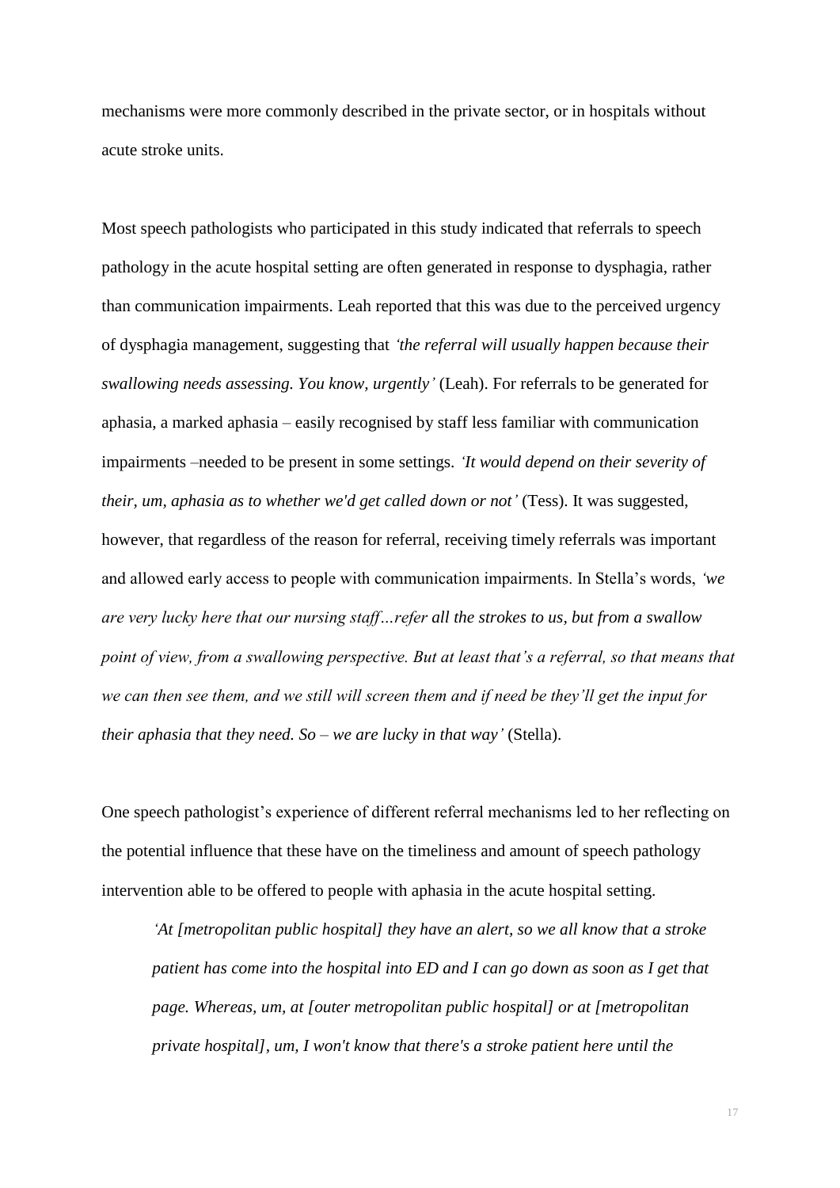mechanisms were more commonly described in the private sector, or in hospitals without acute stroke units.

Most speech pathologists who participated in this study indicated that referrals to speech pathology in the acute hospital setting are often generated in response to dysphagia, rather than communication impairments. Leah reported that this was due to the perceived urgency of dysphagia management, suggesting that *'the referral will usually happen because their swallowing needs assessing. You know, urgently'* (Leah). For referrals to be generated for aphasia, a marked aphasia – easily recognised by staff less familiar with communication impairments –needed to be present in some settings. *'It would depend on their severity of their, um, aphasia as to whether we'd get called down or not'* (Tess). It was suggested, however, that regardless of the reason for referral, receiving timely referrals was important and allowed early access to people with communication impairments. In Stella's words, *'we are very lucky here that our nursing staff…refer all the strokes to us, but from a swallow point of view, from a swallowing perspective. But at least that's a referral, so that means that we can then see them, and we still will screen them and if need be they'll get the input for their aphasia that they need. So – we are lucky in that way'* (Stella).

One speech pathologist's experience of different referral mechanisms led to her reflecting on the potential influence that these have on the timeliness and amount of speech pathology intervention able to be offered to people with aphasia in the acute hospital setting.

> *'At [metropolitan public hospital] they have an alert, so we all know that a stroke patient has come into the hospital into ED and I can go down as soon as I get that page. Whereas, um, at [outer metropolitan public hospital] or at [metropolitan private hospital], um, I won't know that there's a stroke patient here until the*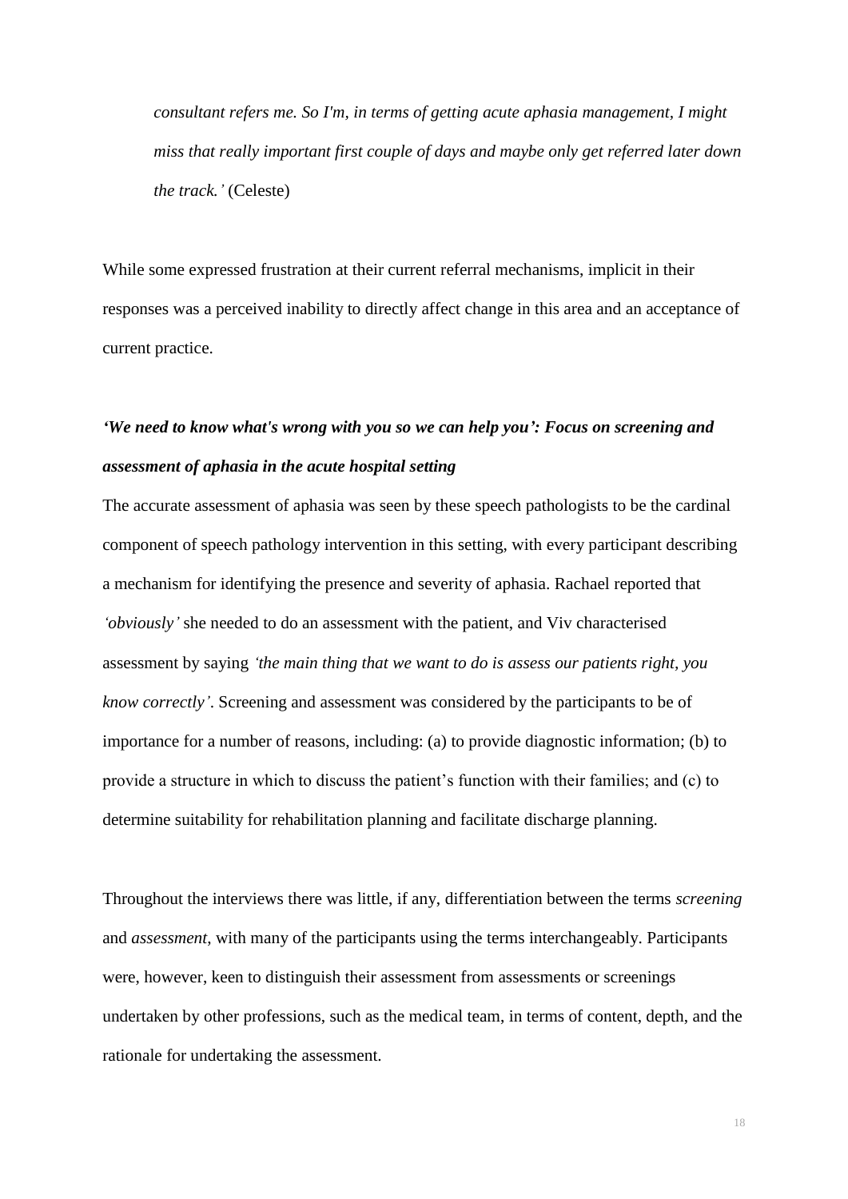*consultant refers me. So I'm, in terms of getting acute aphasia management, I might miss that really important first couple of days and maybe only get referred later down the track.'* (Celeste)

While some expressed frustration at their current referral mechanisms, implicit in their responses was a perceived inability to directly affect change in this area and an acceptance of current practice.

### *'We need to know what's wrong with you so we can help you': Focus on screening and assessment of aphasia in the acute hospital setting*

The accurate assessment of aphasia was seen by these speech pathologists to be the cardinal component of speech pathology intervention in this setting, with every participant describing a mechanism for identifying the presence and severity of aphasia. Rachael reported that *'obviously'* she needed to do an assessment with the patient, and Viv characterised assessment by saying *'the main thing that we want to do is assess our patients right, you know correctly'*. Screening and assessment was considered by the participants to be of importance for a number of reasons, including: (a) to provide diagnostic information; (b) to provide a structure in which to discuss the patient's function with their families; and (c) to determine suitability for rehabilitation planning and facilitate discharge planning.

Throughout the interviews there was little, if any, differentiation between the terms *screening* and *assessment*, with many of the participants using the terms interchangeably. Participants were, however, keen to distinguish their assessment from assessments or screenings undertaken by other professions, such as the medical team, in terms of content, depth, and the rationale for undertaking the assessment.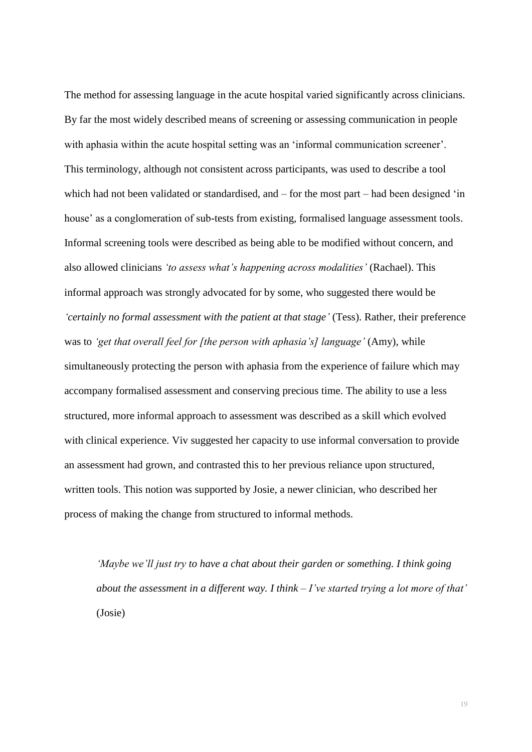The method for assessing language in the acute hospital varied significantly across clinicians. By far the most widely described means of screening or assessing communication in people with aphasia within the acute hospital setting was an 'informal communication screener'. This terminology, although not consistent across participants, was used to describe a tool which had not been validated or standardised, and – for the most part – had been designed 'in house' as a conglomeration of sub-tests from existing, formalised language assessment tools. Informal screening tools were described as being able to be modified without concern, and also allowed clinicians *'to assess what's happening across modalities'* (Rachael). This informal approach was strongly advocated for by some, who suggested there would be *'certainly no formal assessment with the patient at that stage'* (Tess). Rather, their preference was to *'get that overall feel for [the person with aphasia's] language'* (Amy), while simultaneously protecting the person with aphasia from the experience of failure which may accompany formalised assessment and conserving precious time. The ability to use a less structured, more informal approach to assessment was described as a skill which evolved with clinical experience. Viv suggested her capacity to use informal conversation to provide an assessment had grown, and contrasted this to her previous reliance upon structured, written tools. This notion was supported by Josie, a newer clinician, who described her process of making the change from structured to informal methods.

> *'Maybe we'll just try to have a chat about their garden or something. I think going about the assessment in a different way. I think – I've started trying a lot more of that'* (Josie)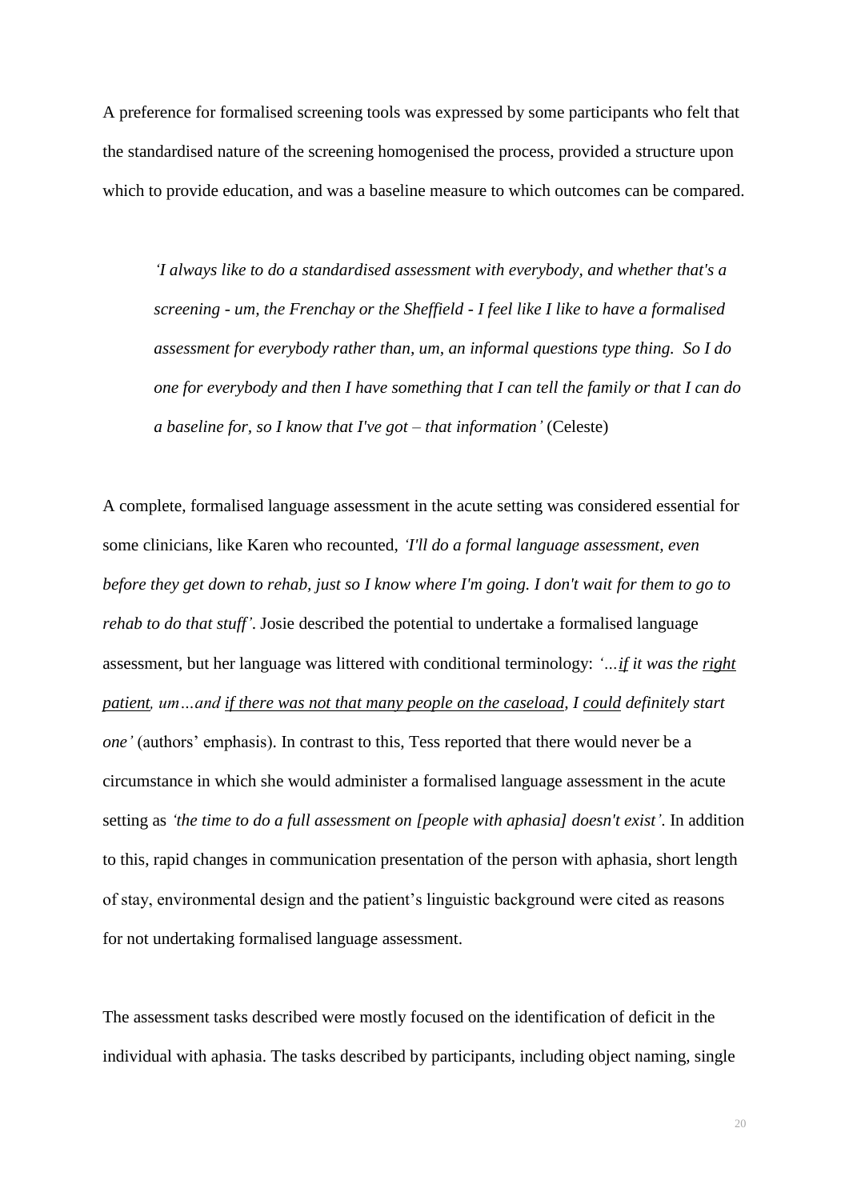A preference for formalised screening tools was expressed by some participants who felt that the standardised nature of the screening homogenised the process, provided a structure upon which to provide education, and was a baseline measure to which outcomes can be compared.

> *'I always like to do a standardised assessment with everybody, and whether that's a screening - um, the Frenchay or the Sheffield - I feel like I like to have a formalised assessment for everybody rather than, um, an informal questions type thing. So I do one for everybody and then I have something that I can tell the family or that I can do a baseline for, so I know that I've got – that information'* (Celeste)

A complete, formalised language assessment in the acute setting was considered essential for some clinicians, like Karen who recounted, *'I'll do a formal language assessment, even before they get down to rehab, just so I know where I'm going. I don't wait for them to go to rehab to do that stuff'*. Josie described the potential to undertake a formalised language assessment, but her language was littered with conditional terminology: *'…<u>if</u> it was the <u>right patient</u>, um…and <u>if there was not that many people on the caseload</u>, I <u>could</u> definitely start one'* (authors' emphasis). In contrast to this, Tess reported that there would never be a circumstance in which she would administer a formalised language assessment in the acute setting as *'the time to do a full assessment on [people with aphasia] doesn't exist'*. In addition to this, rapid changes in communication presentation of the person with aphasia, short length of stay, environmental design and the patient's linguistic background were cited as reasons for not undertaking formalised language assessment.

The assessment tasks described were mostly focused on the identification of deficit in the individual with aphasia. The tasks described by participants, including object naming, single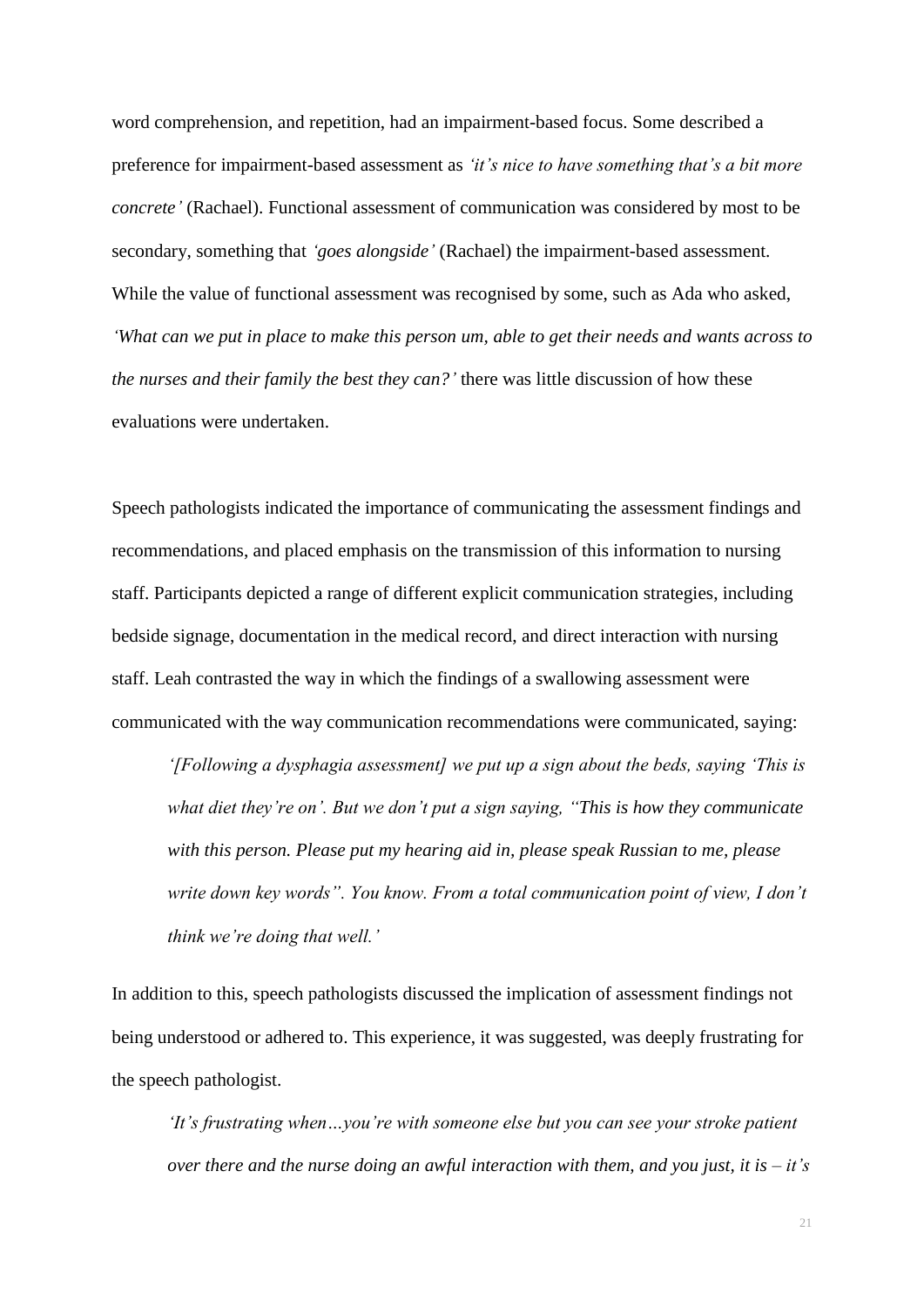word comprehension, and repetition, had an impairment-based focus. Some described a preference for impairment-based assessment as *'it's nice to have something that's a bit more concrete'* (Rachael). Functional assessment of communication was considered by most to be secondary, something that *'goes alongside'* (Rachael) the impairment-based assessment. While the value of functional assessment was recognised by some, such as Ada who asked, *'What can we put in place to make this person um, able to get their needs and wants across to the nurses and their family the best they can?'* there was little discussion of how these evaluations were undertaken.

Speech pathologists indicated the importance of communicating the assessment findings and recommendations, and placed emphasis on the transmission of this information to nursing staff. Participants depicted a range of different explicit communication strategies, including bedside signage, documentation in the medical record, and direct interaction with nursing staff. Leah contrasted the way in which the findings of a swallowing assessment were communicated with the way communication recommendations were communicated, saying:

> *'[Following a dysphagia assessment] we put up a sign about the beds, saying 'This is what diet they're on'. But we don't put a sign saying, "This is how they communicate with this person. Please put my hearing aid in, please speak Russian to me, please write down key words". You know. From a total communication point of view, I don't think we're doing that well.'*

In addition to this, speech pathologists discussed the implication of assessment findings not being understood or adhered to. This experience, it was suggested, was deeply frustrating for the speech pathologist.

> *'It's frustrating when…you're with someone else but you can see your stroke patient over there and the nurse doing an awful interaction with them, and you just, it is – it's*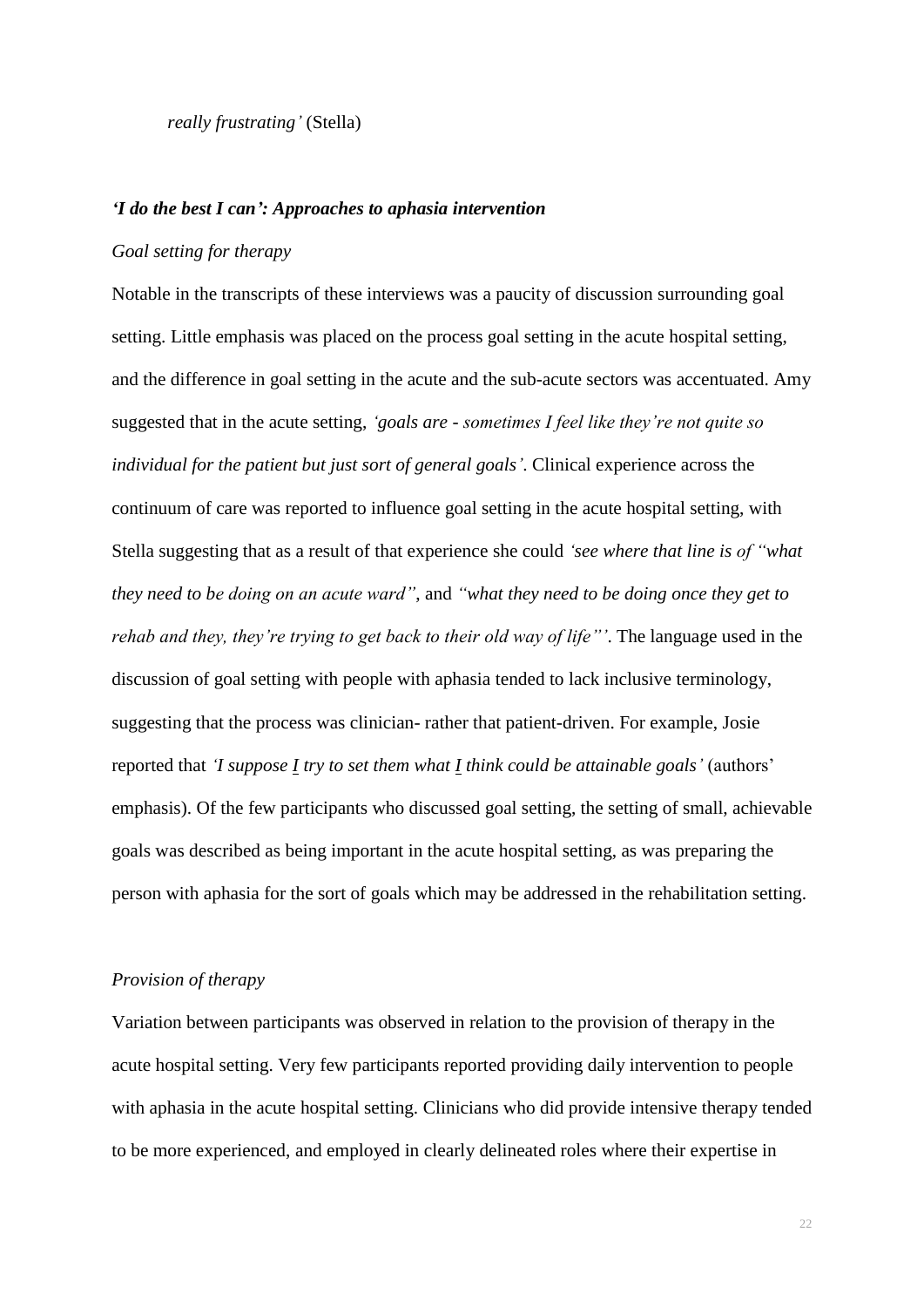*really frustrating'* (Stella)

***'I do the best I can': Approaches to aphasia intervention***

*Goal setting for therapy*

Notable in the transcripts of these interviews was a paucity of discussion surrounding goal setting. Little emphasis was placed on the process goal setting in the acute hospital setting, and the difference in goal setting in the acute and the sub-acute sectors was accentuated. Amy suggested that in the acute setting, *'goals are - sometimes I feel like they're not quite so individual for the patient but just sort of general goals'*. Clinical experience across the continuum of care was reported to influence goal setting in the acute hospital setting, with Stella suggesting that as a result of that experience she could *'see where that line is of "what they need to be doing on an acute ward"*, and *"what they need to be doing once they get to rehab and they, they're trying to get back to their old way of life"'*. The language used in the discussion of goal setting with people with aphasia tended to lack inclusive terminology, suggesting that the process was clinician- rather that patient-driven. For example, Josie reported that *'I suppose <u>I</u> try to set them what <u>I</u> think could be attainable goals'* (authors' emphasis). Of the few participants who discussed goal setting, the setting of small, achievable goals was described as being important in the acute hospital setting, as was preparing the person with aphasia for the sort of goals which may be addressed in the rehabilitation setting.

*Provision of therapy*

Variation between participants was observed in relation to the provision of therapy in the acute hospital setting. Very few participants reported providing daily intervention to people with aphasia in the acute hospital setting. Clinicians who did provide intensive therapy tended to be more experienced, and employed in clearly delineated roles where their expertise in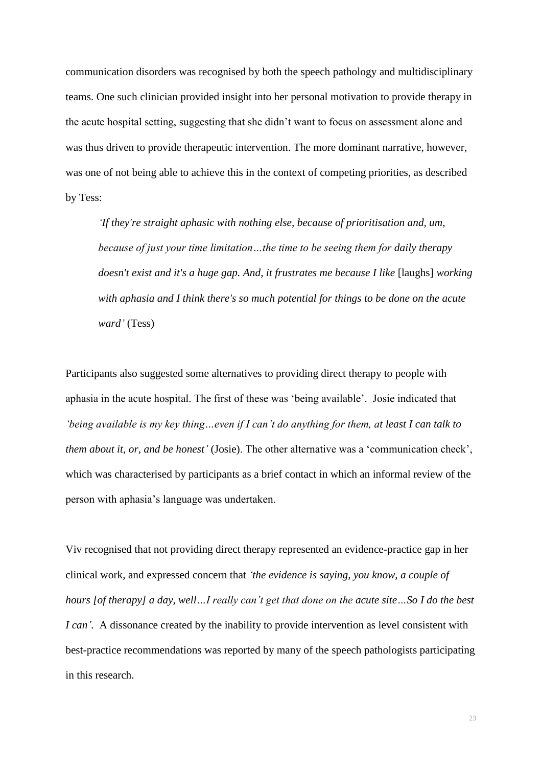communication disorders was recognised by both the speech pathology and multidisciplinary teams. One such clinician provided insight into her personal motivation to provide therapy in the acute hospital setting, suggesting that she didn't want to focus on assessment alone and was thus driven to provide therapeutic intervention. The more dominant narrative, however, was one of not being able to achieve this in the context of competing priorities, as described by Tess:

> *'If they're straight aphasic with nothing else, because of prioritisation and, um, because of just your time limitation…the time to be seeing them for daily therapy doesn't exist and it's a huge gap. And, it frustrates me because I like* [laughs] *working with aphasia and I think there's so much potential for things to be done on the acute ward'* (Tess)

Participants also suggested some alternatives to providing direct therapy to people with aphasia in the acute hospital. The first of these was 'being available'. Josie indicated that *'being available is my key thing…even if I can't do anything for them, at least I can talk to them about it, or, and be honest'* (Josie). The other alternative was a 'communication check', which was characterised by participants as a brief contact in which an informal review of the person with aphasia's language was undertaken.

Viv recognised that not providing direct therapy represented an evidence-practice gap in her clinical work, and expressed concern that *'the evidence is saying, you know, a couple of hours [of therapy] a day, well…I really can't get that done on the acute site…So I do the best I can'.* A dissonance created by the inability to provide intervention as level consistent with best-practice recommendations was reported by many of the speech pathologists participating in this research.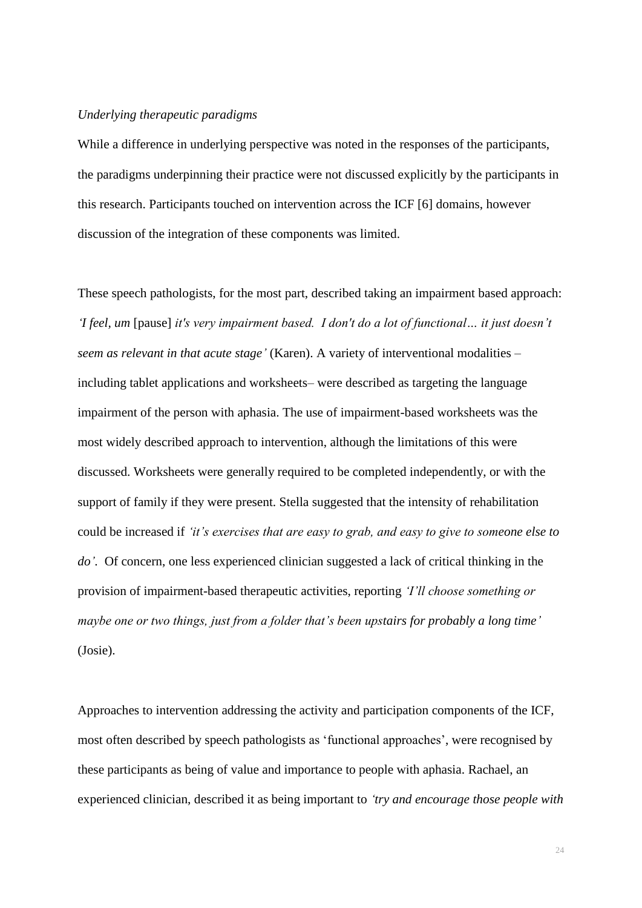*Underlying therapeutic paradigms*

While a difference in underlying perspective was noted in the responses of the participants, the paradigms underpinning their practice were not discussed explicitly by the participants in this research. Participants touched on intervention across the ICF [6] domains, however discussion of the integration of these components was limited.

These speech pathologists, for the most part, described taking an impairment based approach: *'I feel, um* [pause] *it's very impairment based. I don't do a lot of functional… it just doesn't seem as relevant in that acute stage'* (Karen). A variety of interventional modalities – including tablet applications and worksheets– were described as targeting the language impairment of the person with aphasia. The use of impairment-based worksheets was the most widely described approach to intervention, although the limitations of this were discussed. Worksheets were generally required to be completed independently, or with the support of family if they were present. Stella suggested that the intensity of rehabilitation could be increased if *'it's exercises that are easy to grab, and easy to give to someone else to do'.* Of concern, one less experienced clinician suggested a lack of critical thinking in the provision of impairment-based therapeutic activities, reporting *'I'll choose something or maybe one or two things, just from a folder that's been upstairs for probably a long time'* (Josie).

Approaches to intervention addressing the activity and participation components of the ICF, most often described by speech pathologists as 'functional approaches', were recognised by these participants as being of value and importance to people with aphasia. Rachael, an experienced clinician, described it as being important to *'try and encourage those people with*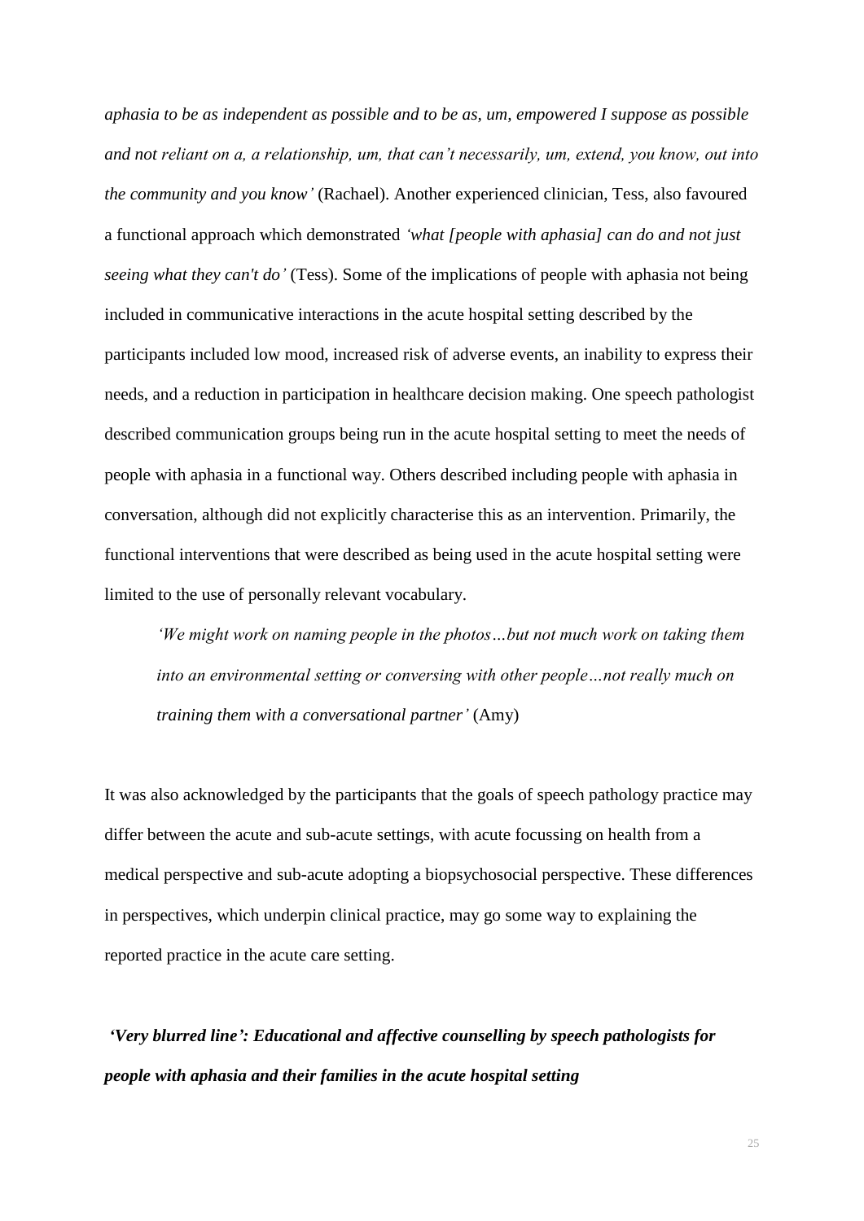*aphasia to be as independent as possible and to be as, um, empowered I suppose as possible and not reliant on a, a relationship, um, that can't necessarily, um, extend, you know, out into the community and you know'* (Rachael). Another experienced clinician, Tess, also favoured a functional approach which demonstrated *'what [people with aphasia] can do and not just seeing what they can't do'* (Tess). Some of the implications of people with aphasia not being included in communicative interactions in the acute hospital setting described by the participants included low mood, increased risk of adverse events, an inability to express their needs, and a reduction in participation in healthcare decision making. One speech pathologist described communication groups being run in the acute hospital setting to meet the needs of people with aphasia in a functional way. Others described including people with aphasia in conversation, although did not explicitly characterise this as an intervention. Primarily, the functional interventions that were described as being used in the acute hospital setting were limited to the use of personally relevant vocabulary.

> *'We might work on naming people in the photos…but not much work on taking them into an environmental setting or conversing with other people…not really much on training them with a conversational partner'* (Amy)

It was also acknowledged by the participants that the goals of speech pathology practice may differ between the acute and sub-acute settings, with acute focussing on health from a medical perspective and sub-acute adopting a biopsychosocial perspective. These differences in perspectives, which underpin clinical practice, may go some way to explaining the reported practice in the acute care setting.

### *'Very blurred line': Educational and affective counselling by speech pathologists for people with aphasia and their families in the acute hospital setting*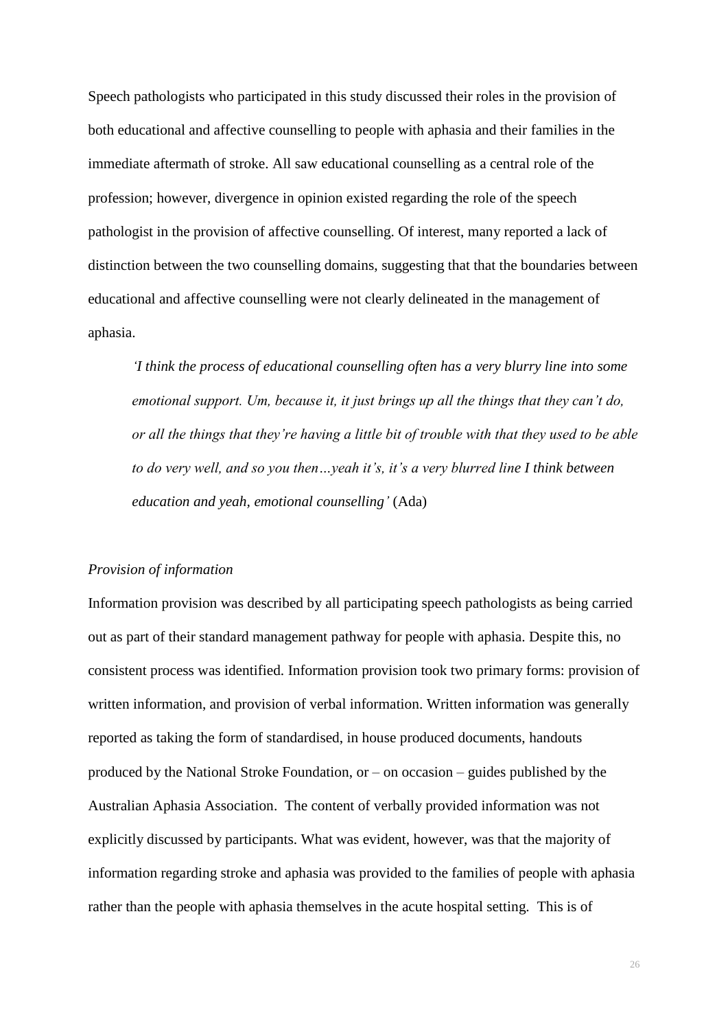Speech pathologists who participated in this study discussed their roles in the provision of both educational and affective counselling to people with aphasia and their families in the immediate aftermath of stroke. All saw educational counselling as a central role of the profession; however, divergence in opinion existed regarding the role of the speech pathologist in the provision of affective counselling. Of interest, many reported a lack of distinction between the two counselling domains, suggesting that that the boundaries between educational and affective counselling were not clearly delineated in the management of aphasia.

> *'I think the process of educational counselling often has a very blurry line into some emotional support. Um, because it, it just brings up all the things that they can't do, or all the things that they're having a little bit of trouble with that they used to be able to do very well, and so you then…yeah it's, it's a very blurred line I think between education and yeah, emotional counselling'* (Ada)

*Provision of information*

Information provision was described by all participating speech pathologists as being carried out as part of their standard management pathway for people with aphasia. Despite this, no consistent process was identified. Information provision took two primary forms: provision of written information, and provision of verbal information. Written information was generally reported as taking the form of standardised, in house produced documents, handouts produced by the National Stroke Foundation, or – on occasion – guides published by the Australian Aphasia Association. The content of verbally provided information was not explicitly discussed by participants. What was evident, however, was that the majority of information regarding stroke and aphasia was provided to the families of people with aphasia rather than the people with aphasia themselves in the acute hospital setting. This is of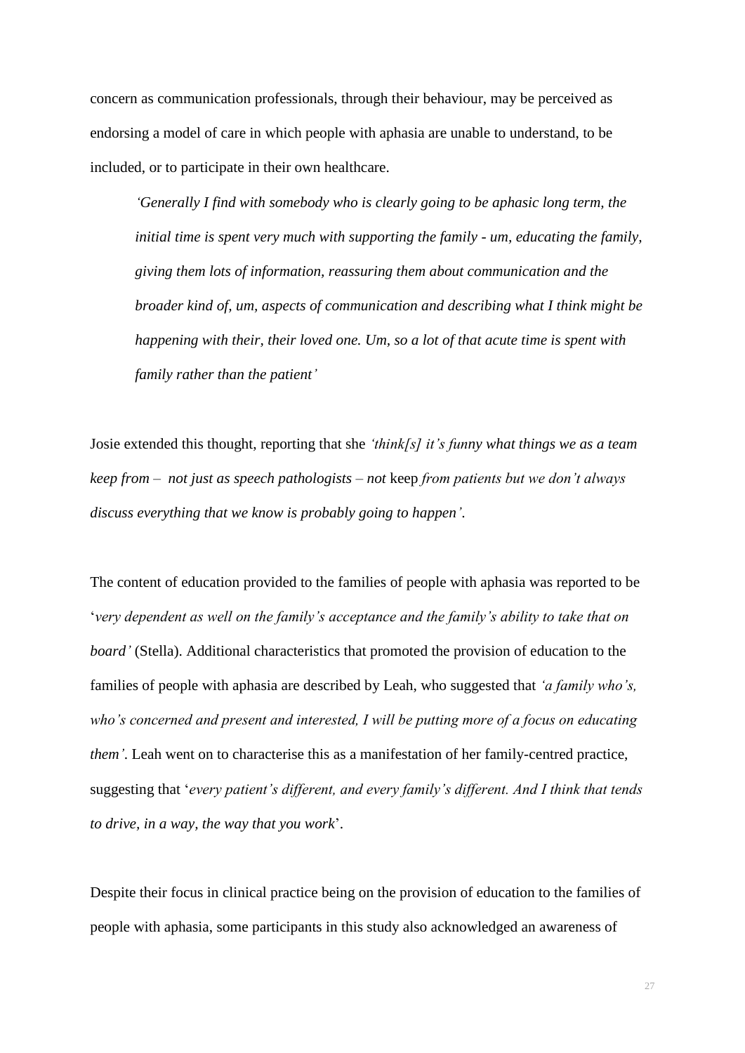concern as communication professionals, through their behaviour, may be perceived as endorsing a model of care in which people with aphasia are unable to understand, to be included, or to participate in their own healthcare.

> *'Generally I find with somebody who is clearly going to be aphasic long term, the initial time is spent very much with supporting the family - um, educating the family, giving them lots of information, reassuring them about communication and the broader kind of, um, aspects of communication and describing what I think might be happening with their, their loved one. Um, so a lot of that acute time is spent with family rather than the patient'*

Josie extended this thought, reporting that she *'think[s] it's funny what things we as a team keep from – not just as speech pathologists – not* keep *from patients but we don't always discuss everything that we know is probably going to happen'*.

The content of education provided to the families of people with aphasia was reported to be '*very dependent as well on the family's acceptance and the family's ability to take that on board'* (Stella). Additional characteristics that promoted the provision of education to the families of people with aphasia are described by Leah, who suggested that *'a family who's, who's concerned and present and interested, I will be putting more of a focus on educating them'*. Leah went on to characterise this as a manifestation of her family-centred practice, suggesting that '*every patient's different, and every family's different. And I think that tends to drive, in a way, the way that you work*'.

Despite their focus in clinical practice being on the provision of education to the families of people with aphasia, some participants in this study also acknowledged an awareness of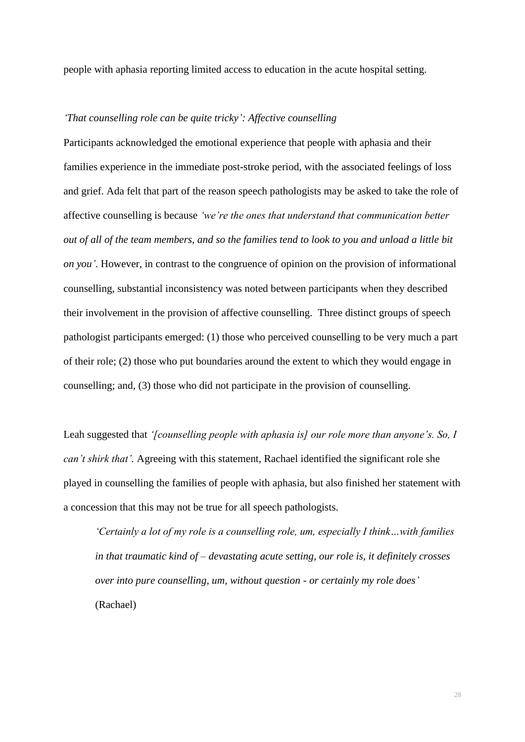people with aphasia reporting limited access to education in the acute hospital setting.

### *'That counselling role can be quite tricky': Affective counselling*

Participants acknowledged the emotional experience that people with aphasia and their families experience in the immediate post-stroke period, with the associated feelings of loss and grief. Ada felt that part of the reason speech pathologists may be asked to take the role of affective counselling is because *'we're the ones that understand that communication better out of all of the team members, and so the families tend to look to you and unload a little bit on you'*. However, in contrast to the congruence of opinion on the provision of informational counselling, substantial inconsistency was noted between participants when they described their involvement in the provision of affective counselling. Three distinct groups of speech pathologist participants emerged: (1) those who perceived counselling to be very much a part of their role; (2) those who put boundaries around the extent to which they would engage in counselling; and, (3) those who did not participate in the provision of counselling.

Leah suggested that *'[counselling people with aphasia is] our role more than anyone's. So, I can't shirk that'*. Agreeing with this statement, Rachael identified the significant role she played in counselling the families of people with aphasia, but also finished her statement with a concession that this may not be true for all speech pathologists.

> *'Certainly a lot of my role is a counselling role, um, especially I think…with families in that traumatic kind of – devastating acute setting, our role is, it definitely crosses over into pure counselling, um, without question - or certainly my role does'* (Rachael)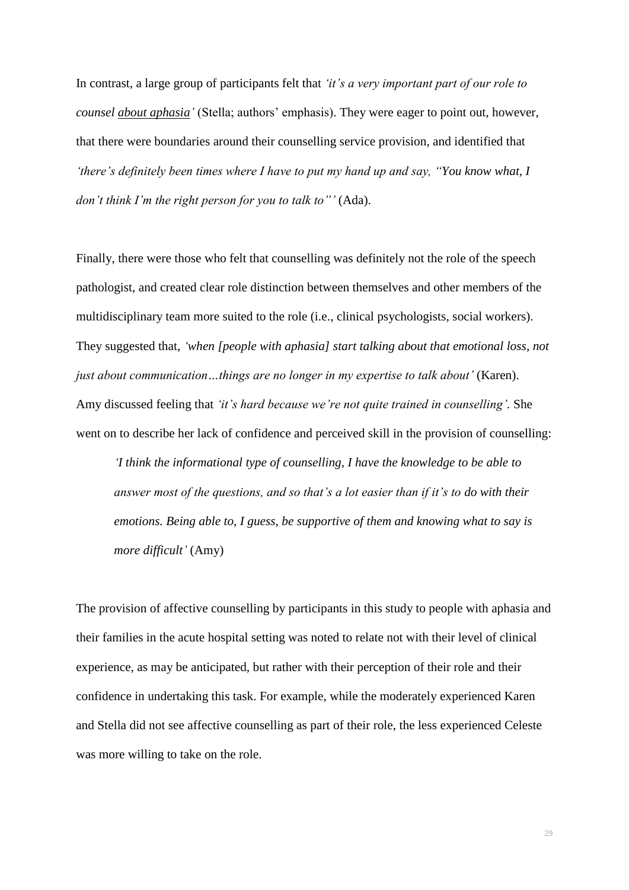In contrast, a large group of participants felt that *'it's a very important part of our role to counsel <u>about aphasia</u>'* (Stella; authors' emphasis). They were eager to point out, however, that there were boundaries around their counselling service provision, and identified that *'there's definitely been times where I have to put my hand up and say, "You know what, I don't think I'm the right person for you to talk to"'* (Ada).

Finally, there were those who felt that counselling was definitely not the role of the speech pathologist, and created clear role distinction between themselves and other members of the multidisciplinary team more suited to the role (i.e., clinical psychologists, social workers). They suggested that, *'when [people with aphasia] start talking about that emotional loss, not just about communication…things are no longer in my expertise to talk about'* (Karen). Amy discussed feeling that *'it's hard because we're not quite trained in counselling'*. She went on to describe her lack of confidence and perceived skill in the provision of counselling:

> *'I think the informational type of counselling, I have the knowledge to be able to answer most of the questions, and so that's a lot easier than if it's to do with their emotions. Being able to, I guess, be supportive of them and knowing what to say is more difficult'* (Amy)

The provision of affective counselling by participants in this study to people with aphasia and their families in the acute hospital setting was noted to relate not with their level of clinical experience, as may be anticipated, but rather with their perception of their role and their confidence in undertaking this task. For example, while the moderately experienced Karen and Stella did not see affective counselling as part of their role, the less experienced Celeste was more willing to take on the role.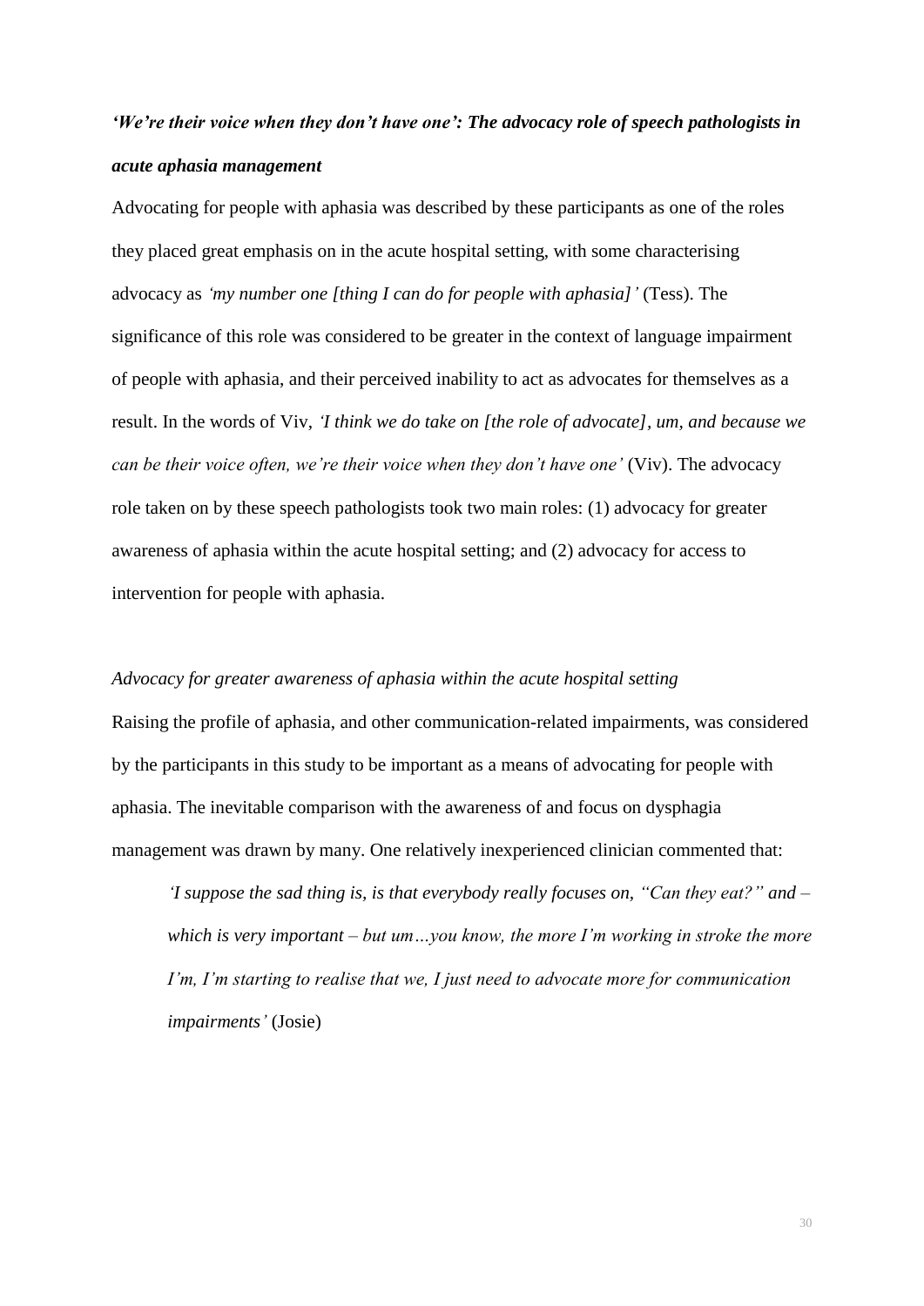***'We're their voice when they don't have one': The advocacy role of speech pathologists in acute aphasia management***

Advocating for people with aphasia was described by these participants as one of the roles they placed great emphasis on in the acute hospital setting, with some characterising advocacy as *'my number one [thing I can do for people with aphasia]'* (Tess). The significance of this role was considered to be greater in the context of language impairment of people with aphasia, and their perceived inability to act as advocates for themselves as a result. In the words of Viv, *'I think we do take on [the role of advocate], um, and because we can be their voice often, we're their voice when they don't have one'* (Viv). The advocacy role taken on by these speech pathologists took two main roles: (1) advocacy for greater awareness of aphasia within the acute hospital setting; and (2) advocacy for access to intervention for people with aphasia.

*Advocacy for greater awareness of aphasia within the acute hospital setting*

Raising the profile of aphasia, and other communication-related impairments, was considered by the participants in this study to be important as a means of advocating for people with aphasia. The inevitable comparison with the awareness of and focus on dysphagia management was drawn by many. One relatively inexperienced clinician commented that:

> *'I suppose the sad thing is, is that everybody really focuses on, "Can they eat?" and – which is very important – but um…you know, the more I'm working in stroke the more I'm, I'm starting to realise that we, I just need to advocate more for communication impairments'* (Josie)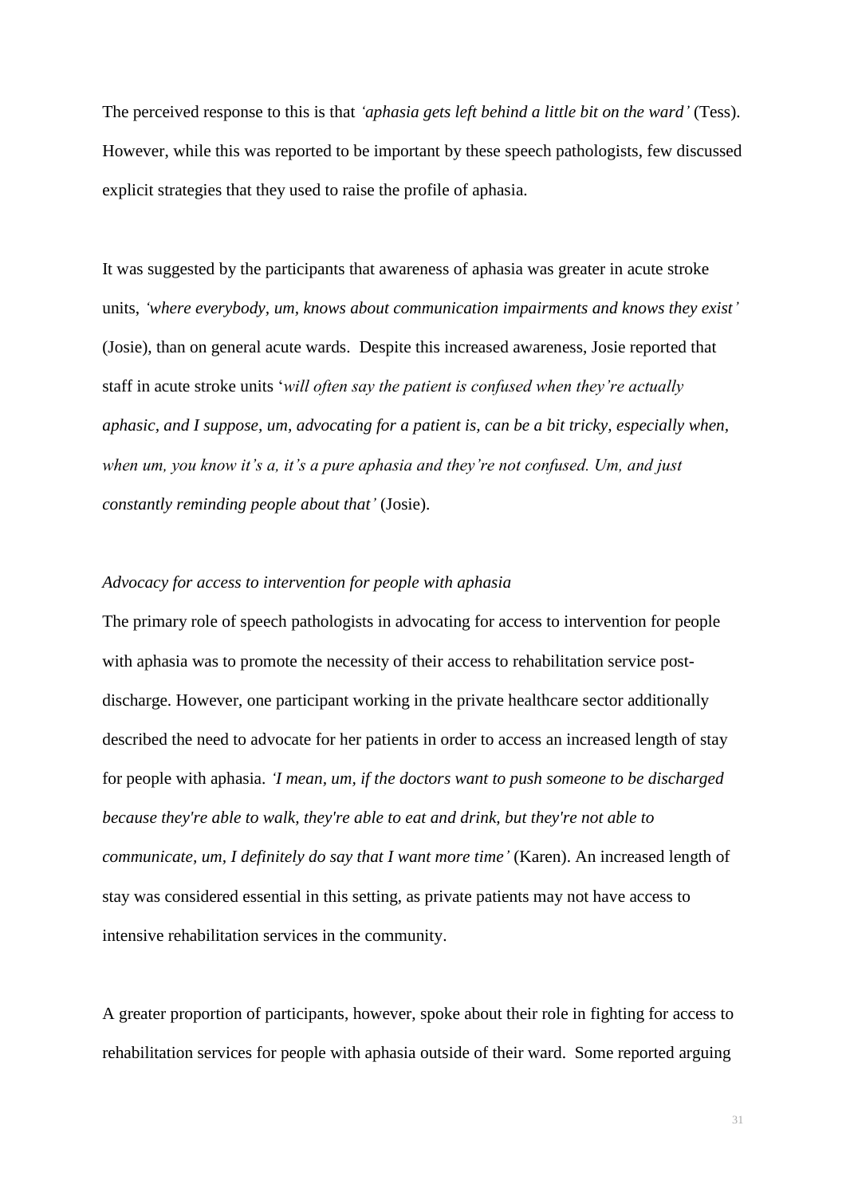The perceived response to this is that *'aphasia gets left behind a little bit on the ward'* (Tess). However, while this was reported to be important by these speech pathologists, few discussed explicit strategies that they used to raise the profile of aphasia.

It was suggested by the participants that awareness of aphasia was greater in acute stroke units, *'where everybody, um, knows about communication impairments and knows they exist'* (Josie), than on general acute wards. Despite this increased awareness, Josie reported that staff in acute stroke units '*will often say the patient is confused when they're actually aphasic, and I suppose, um, advocating for a patient is, can be a bit tricky, especially when, when um, you know it's a, it's a pure aphasia and they're not confused. Um, and just constantly reminding people about that'* (Josie).

*Advocacy for access to intervention for people with aphasia*

The primary role of speech pathologists in advocating for access to intervention for people with aphasia was to promote the necessity of their access to rehabilitation service post-discharge. However, one participant working in the private healthcare sector additionally described the need to advocate for her patients in order to access an increased length of stay for people with aphasia. *'I mean, um, if the doctors want to push someone to be discharged because they're able to walk, they're able to eat and drink, but they're not able to communicate, um, I definitely do say that I want more time'* (Karen). An increased length of stay was considered essential in this setting, as private patients may not have access to intensive rehabilitation services in the community.

A greater proportion of participants, however, spoke about their role in fighting for access to rehabilitation services for people with aphasia outside of their ward. Some reported arguing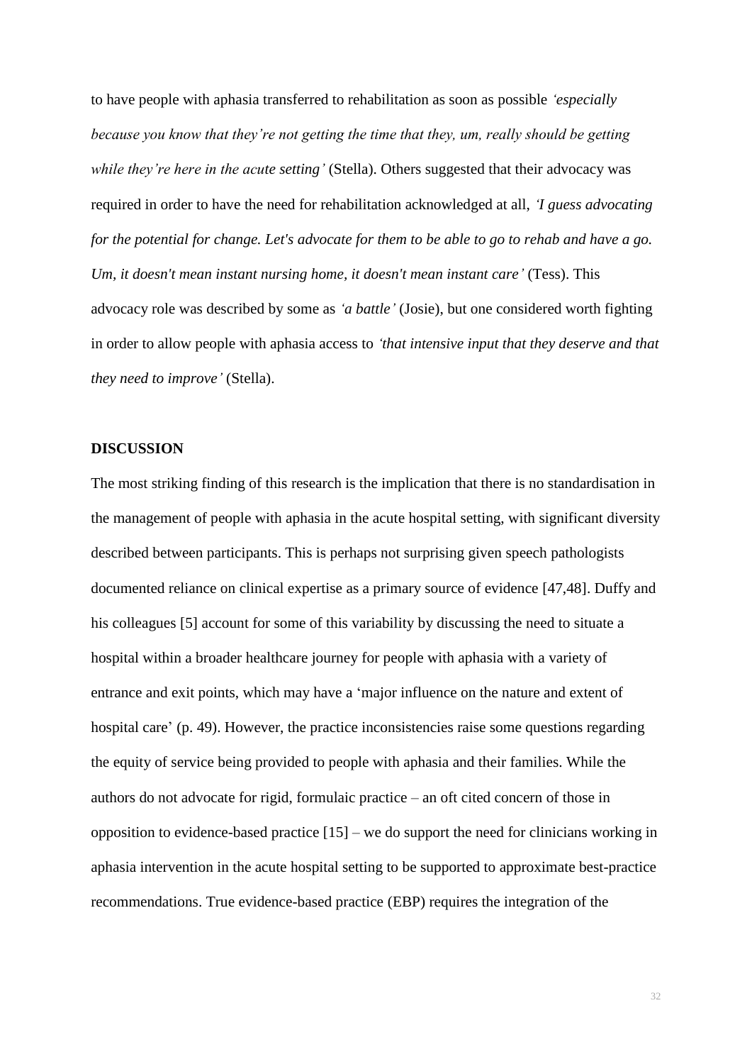to have people with aphasia transferred to rehabilitation as soon as possible *'especially because you know that they're not getting the time that they, um, really should be getting while they're here in the acute setting'* (Stella). Others suggested that their advocacy was required in order to have the need for rehabilitation acknowledged at all, *'I guess advocating for the potential for change. Let's advocate for them to be able to go to rehab and have a go. Um, it doesn't mean instant nursing home, it doesn't mean instant care'* (Tess). This advocacy role was described by some as *'a battle'* (Josie), but one considered worth fighting in order to allow people with aphasia access to *'that intensive input that they deserve and that they need to improve'* (Stella).

## DISCUSSION

The most striking finding of this research is the implication that there is no standardisation in the management of people with aphasia in the acute hospital setting, with significant diversity described between participants. This is perhaps not surprising given speech pathologists documented reliance on clinical expertise as a primary source of evidence [47,48]. Duffy and his colleagues [5] account for some of this variability by discussing the need to situate a hospital within a broader healthcare journey for people with aphasia with a variety of entrance and exit points, which may have a 'major influence on the nature and extent of hospital care' (p. 49). However, the practice inconsistencies raise some questions regarding the equity of service being provided to people with aphasia and their families. While the authors do not advocate for rigid, formulaic practice – an oft cited concern of those in opposition to evidence-based practice [15] – we do support the need for clinicians working in aphasia intervention in the acute hospital setting to be supported to approximate best-practice recommendations. True evidence-based practice (EBP) requires the integration of the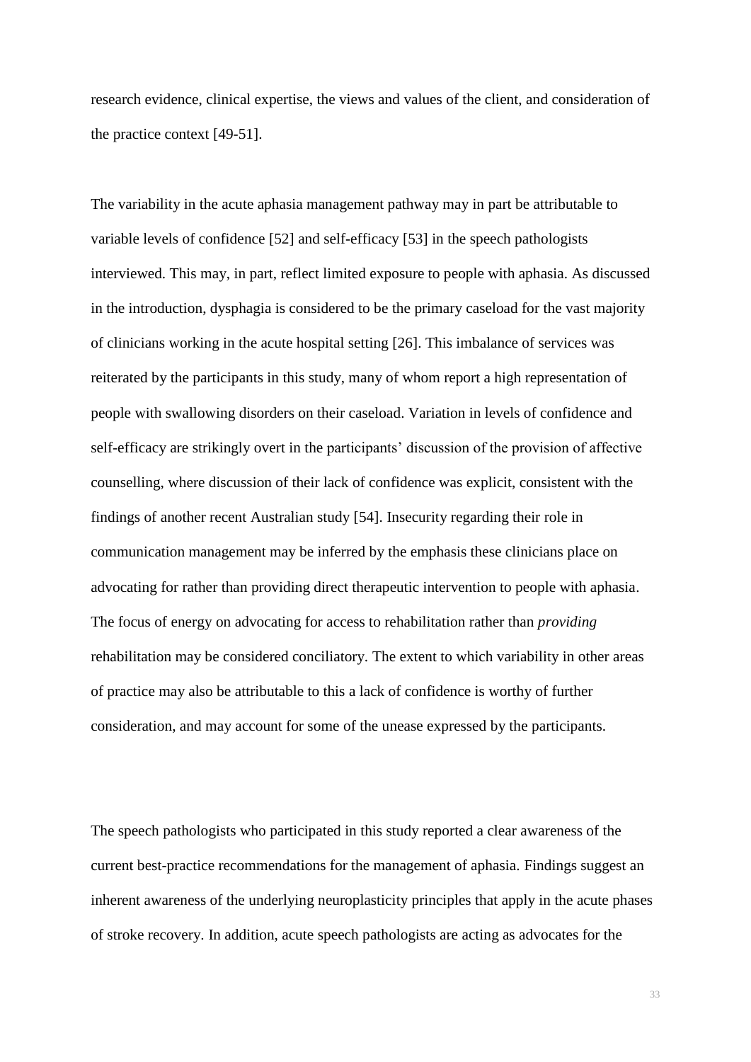research evidence, clinical expertise, the views and values of the client, and consideration of the practice context [49-51].

The variability in the acute aphasia management pathway may in part be attributable to variable levels of confidence [52] and self-efficacy [53] in the speech pathologists interviewed. This may, in part, reflect limited exposure to people with aphasia. As discussed in the introduction, dysphagia is considered to be the primary caseload for the vast majority of clinicians working in the acute hospital setting [26]. This imbalance of services was reiterated by the participants in this study, many of whom report a high representation of people with swallowing disorders on their caseload. Variation in levels of confidence and self-efficacy are strikingly overt in the participants' discussion of the provision of affective counselling, where discussion of their lack of confidence was explicit, consistent with the findings of another recent Australian study [54]. Insecurity regarding their role in communication management may be inferred by the emphasis these clinicians place on advocating for rather than providing direct therapeutic intervention to people with aphasia. The focus of energy on advocating for access to rehabilitation rather than *providing* rehabilitation may be considered conciliatory. The extent to which variability in other areas of practice may also be attributable to this a lack of confidence is worthy of further consideration, and may account for some of the unease expressed by the participants.

The speech pathologists who participated in this study reported a clear awareness of the current best-practice recommendations for the management of aphasia. Findings suggest an inherent awareness of the underlying neuroplasticity principles that apply in the acute phases of stroke recovery. In addition, acute speech pathologists are acting as advocates for the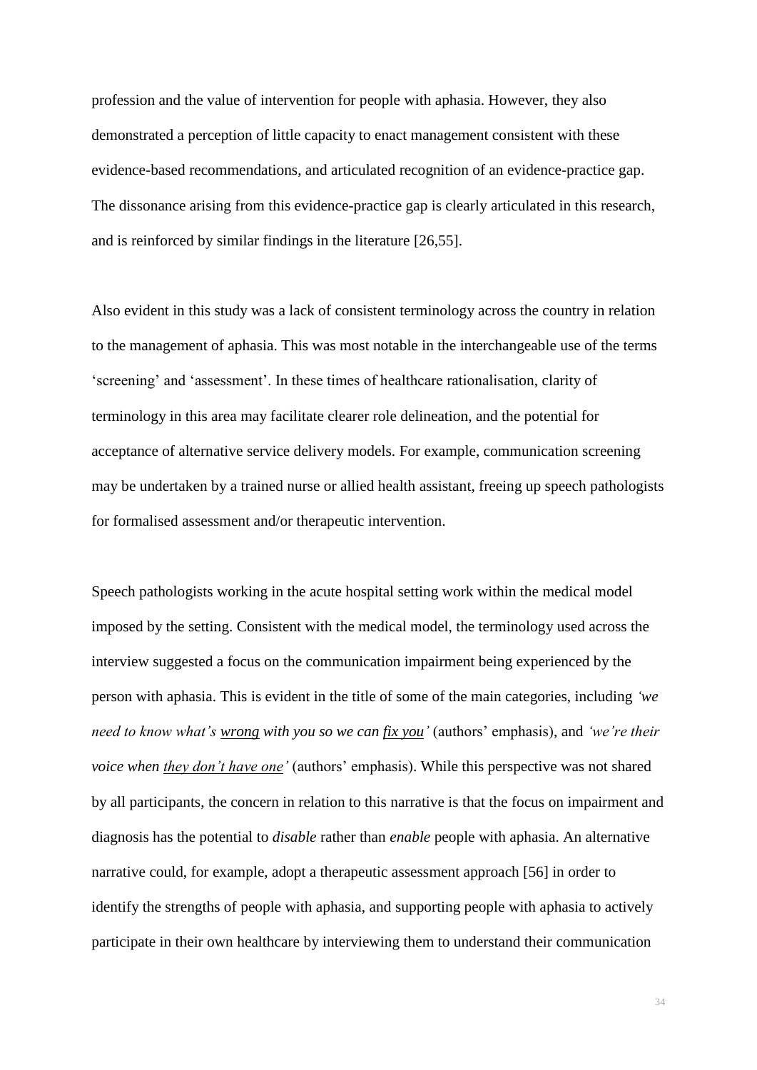profession and the value of intervention for people with aphasia. However, they also demonstrated a perception of little capacity to enact management consistent with these evidence-based recommendations, and articulated recognition of an evidence-practice gap. The dissonance arising from this evidence-practice gap is clearly articulated in this research, and is reinforced by similar findings in the literature [26,55].

Also evident in this study was a lack of consistent terminology across the country in relation to the management of aphasia. This was most notable in the interchangeable use of the terms 'screening' and 'assessment'. In these times of healthcare rationalisation, clarity of terminology in this area may facilitate clearer role delineation, and the potential for acceptance of alternative service delivery models. For example, communication screening may be undertaken by a trained nurse or allied health assistant, freeing up speech pathologists for formalised assessment and/or therapeutic intervention.

Speech pathologists working in the acute hospital setting work within the medical model imposed by the setting. Consistent with the medical model, the terminology used across the interview suggested a focus on the communication impairment being experienced by the person with aphasia. This is evident in the title of some of the main categories, including *'we need to know what's <u>wrong</u> with you so we can <u>fix you</u>'* (authors' emphasis), and *'we're their voice when <u>they don't have one</u>'* (authors' emphasis). While this perspective was not shared by all participants, the concern in relation to this narrative is that the focus on impairment and diagnosis has the potential to *disable* rather than *enable* people with aphasia. An alternative narrative could, for example, adopt a therapeutic assessment approach [56] in order to identify the strengths of people with aphasia, and supporting people with aphasia to actively participate in their own healthcare by interviewing them to understand their communication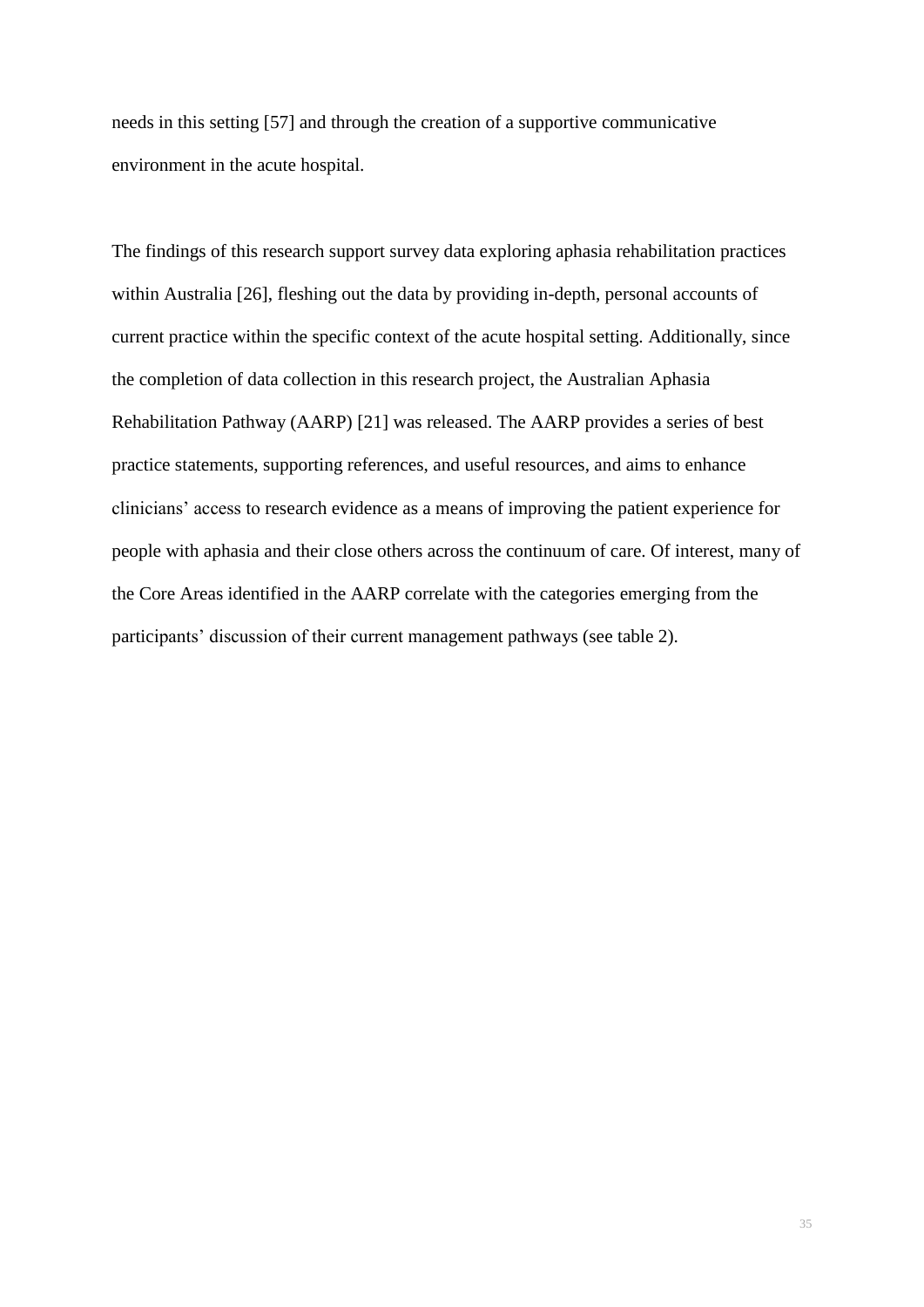needs in this setting [57] and through the creation of a supportive communicative environment in the acute hospital.

The findings of this research support survey data exploring aphasia rehabilitation practices within Australia [26], fleshing out the data by providing in-depth, personal accounts of current practice within the specific context of the acute hospital setting. Additionally, since the completion of data collection in this research project, the Australian Aphasia Rehabilitation Pathway (AARP) [21] was released. The AARP provides a series of best practice statements, supporting references, and useful resources, and aims to enhance clinicians' access to research evidence as a means of improving the patient experience for people with aphasia and their close others across the continuum of care. Of interest, many of the Core Areas identified in the AARP correlate with the categories emerging from the participants' discussion of their current management pathways (see table 2).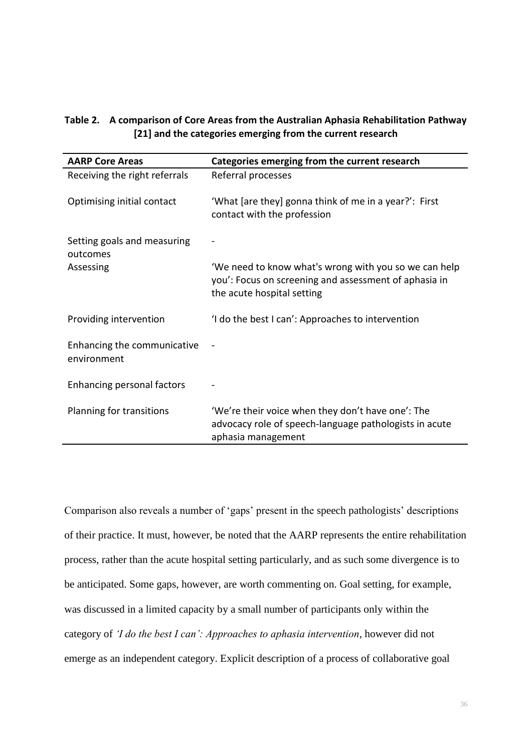**Table 2. A comparison of Core Areas from the Australian Aphasia Rehabilitation Pathway [21] and the categories emerging from the current research**

| AARP Core Areas | Categories emerging from the current research |
|---|---|
| Receiving the right referrals | Referral processes |
| Optimising initial contact | 'What [are they] gonna think of me in a year?': First contact with the profession |
| Setting goals and measuring outcomes | - |
| Assessing | 'We need to know what's wrong with you so we can help you': Focus on screening and assessment of aphasia in the acute hospital setting |
| Providing intervention | 'I do the best I can': Approaches to intervention |
| Enhancing the communicative environment | - |
| Enhancing personal factors | - |
| Planning for transitions | 'We're their voice when they don't have one': The advocacy role of speech-language pathologists in acute aphasia management |

Comparison also reveals a number of 'gaps' present in the speech pathologists' descriptions of their practice. It must, however, be noted that the AARP represents the entire rehabilitation process, rather than the acute hospital setting particularly, and as such some divergence is to be anticipated. Some gaps, however, are worth commenting on. Goal setting, for example, was discussed in a limited capacity by a small number of participants only within the category of *'I do the best I can': Approaches to aphasia intervention*, however did not emerge as an independent category. Explicit description of a process of collaborative goal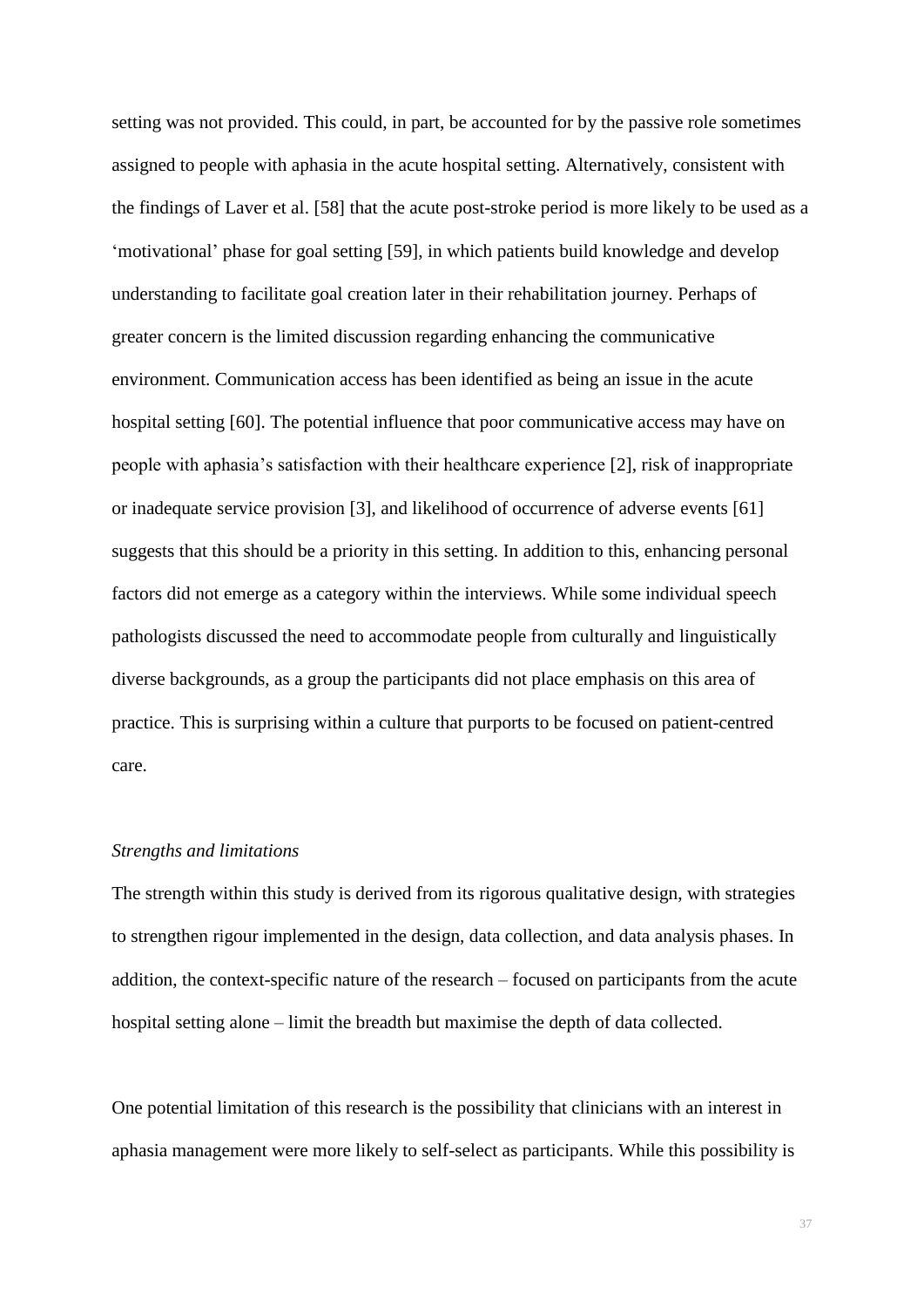setting was not provided. This could, in part, be accounted for by the passive role sometimes assigned to people with aphasia in the acute hospital setting. Alternatively, consistent with the findings of Laver et al. [58] that the acute post-stroke period is more likely to be used as a 'motivational' phase for goal setting [59], in which patients build knowledge and develop understanding to facilitate goal creation later in their rehabilitation journey. Perhaps of greater concern is the limited discussion regarding enhancing the communicative environment. Communication access has been identified as being an issue in the acute hospital setting [60]. The potential influence that poor communicative access may have on people with aphasia's satisfaction with their healthcare experience [2], risk of inappropriate or inadequate service provision [3], and likelihood of occurrence of adverse events [61] suggests that this should be a priority in this setting. In addition to this, enhancing personal factors did not emerge as a category within the interviews. While some individual speech pathologists discussed the need to accommodate people from culturally and linguistically diverse backgrounds, as a group the participants did not place emphasis on this area of practice. This is surprising within a culture that purports to be focused on patient-centred care.

*Strengths and limitations*

The strength within this study is derived from its rigorous qualitative design, with strategies to strengthen rigour implemented in the design, data collection, and data analysis phases. In addition, the context-specific nature of the research – focused on participants from the acute hospital setting alone – limit the breadth but maximise the depth of data collected.

One potential limitation of this research is the possibility that clinicians with an interest in aphasia management were more likely to self-select as participants. While this possibility is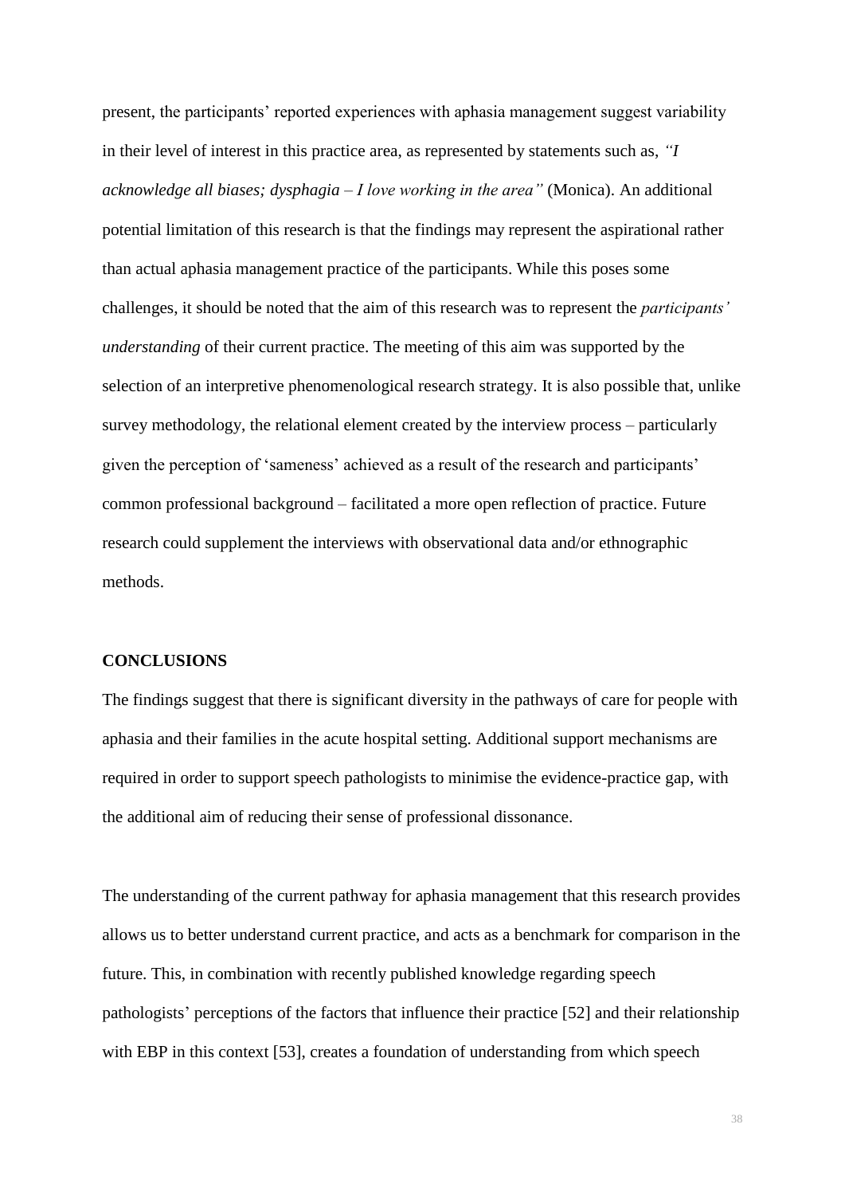present, the participants' reported experiences with aphasia management suggest variability in their level of interest in this practice area, as represented by statements such as, *"I acknowledge all biases; dysphagia – I love working in the area"* (Monica). An additional potential limitation of this research is that the findings may represent the aspirational rather than actual aphasia management practice of the participants. While this poses some challenges, it should be noted that the aim of this research was to represent the *participants' understanding* of their current practice. The meeting of this aim was supported by the selection of an interpretive phenomenological research strategy. It is also possible that, unlike survey methodology, the relational element created by the interview process – particularly given the perception of 'sameness' achieved as a result of the research and participants' common professional background – facilitated a more open reflection of practice. Future research could supplement the interviews with observational data and/or ethnographic methods.

## CONCLUSIONS

The findings suggest that there is significant diversity in the pathways of care for people with aphasia and their families in the acute hospital setting. Additional support mechanisms are required in order to support speech pathologists to minimise the evidence-practice gap, with the additional aim of reducing their sense of professional dissonance.

The understanding of the current pathway for aphasia management that this research provides allows us to better understand current practice, and acts as a benchmark for comparison in the future. This, in combination with recently published knowledge regarding speech pathologists' perceptions of the factors that influence their practice [52] and their relationship with EBP in this context [53], creates a foundation of understanding from which speech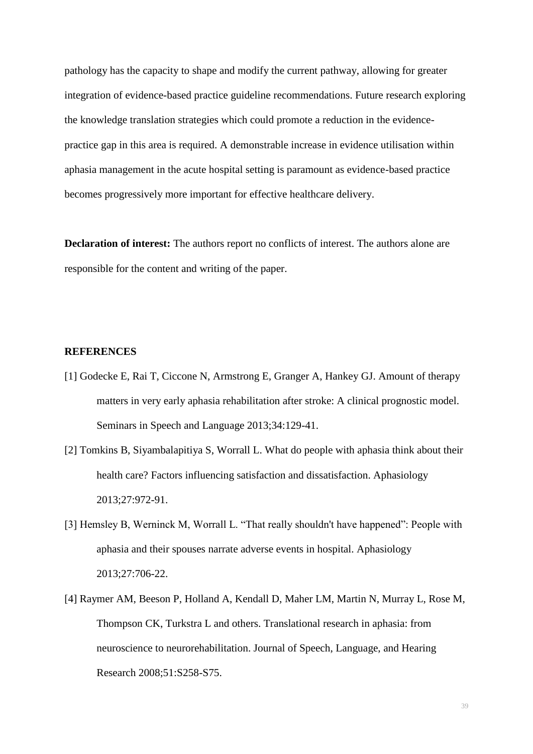pathology has the capacity to shape and modify the current pathway, allowing for greater integration of evidence-based practice guideline recommendations. Future research exploring the knowledge translation strategies which could promote a reduction in the evidence-practice gap in this area is required. A demonstrable increase in evidence utilisation within aphasia management in the acute hospital setting is paramount as evidence-based practice becomes progressively more important for effective healthcare delivery.

**Declaration of interest:** The authors report no conflicts of interest. The authors alone are responsible for the content and writing of the paper.

## REFERENCES

[1] Godecke E, Rai T, Ciccone N, Armstrong E, Granger A, Hankey GJ. Amount of therapy matters in very early aphasia rehabilitation after stroke: A clinical prognostic model. Seminars in Speech and Language 2013;34:129-41.

[2] Tomkins B, Siyambalapitiya S, Worrall L. What do people with aphasia think about their health care? Factors influencing satisfaction and dissatisfaction. Aphasiology 2013;27:972-91.

[3] Hemsley B, Werninck M, Worrall L. "That really shouldn't have happened": People with aphasia and their spouses narrate adverse events in hospital. Aphasiology 2013;27:706-22.

[4] Raymer AM, Beeson P, Holland A, Kendall D, Maher LM, Martin N, Murray L, Rose M, Thompson CK, Turkstra L and others. Translational research in aphasia: from neuroscience to neurorehabilitation. Journal of Speech, Language, and Hearing Research 2008;51:S258-S75.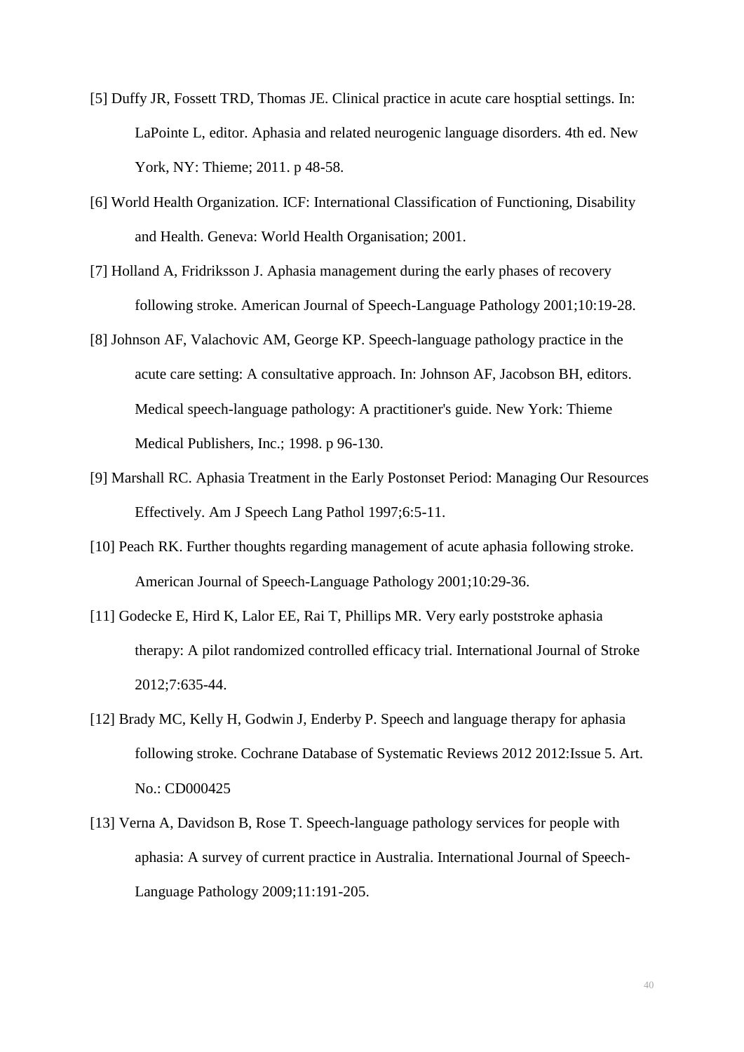[5] Duffy JR, Fossett TRD, Thomas JE. Clinical practice in acute care hosptial settings. In: LaPointe L, editor. Aphasia and related neurogenic language disorders. 4th ed. New York, NY: Thieme; 2011. p 48-58.

[6] World Health Organization. ICF: International Classification of Functioning, Disability and Health. Geneva: World Health Organisation; 2001.

[7] Holland A, Fridriksson J. Aphasia management during the early phases of recovery following stroke. American Journal of Speech-Language Pathology 2001;10:19-28.

[8] Johnson AF, Valachovic AM, George KP. Speech-language pathology practice in the acute care setting: A consultative approach. In: Johnson AF, Jacobson BH, editors. Medical speech-language pathology: A practitioner's guide. New York: Thieme Medical Publishers, Inc.; 1998. p 96-130.

[9] Marshall RC. Aphasia Treatment in the Early Postonset Period: Managing Our Resources Effectively. Am J Speech Lang Pathol 1997;6:5-11.

[10] Peach RK. Further thoughts regarding management of acute aphasia following stroke. American Journal of Speech-Language Pathology 2001;10:29-36.

[11] Godecke E, Hird K, Lalor EE, Rai T, Phillips MR. Very early poststroke aphasia therapy: A pilot randomized controlled efficacy trial. International Journal of Stroke 2012;7:635-44.

[12] Brady MC, Kelly H, Godwin J, Enderby P. Speech and language therapy for aphasia following stroke. Cochrane Database of Systematic Reviews 2012 2012:Issue 5. Art. No.: CD000425

[13] Verna A, Davidson B, Rose T. Speech-language pathology services for people with aphasia: A survey of current practice in Australia. International Journal of Speech-Language Pathology 2009;11:191-205.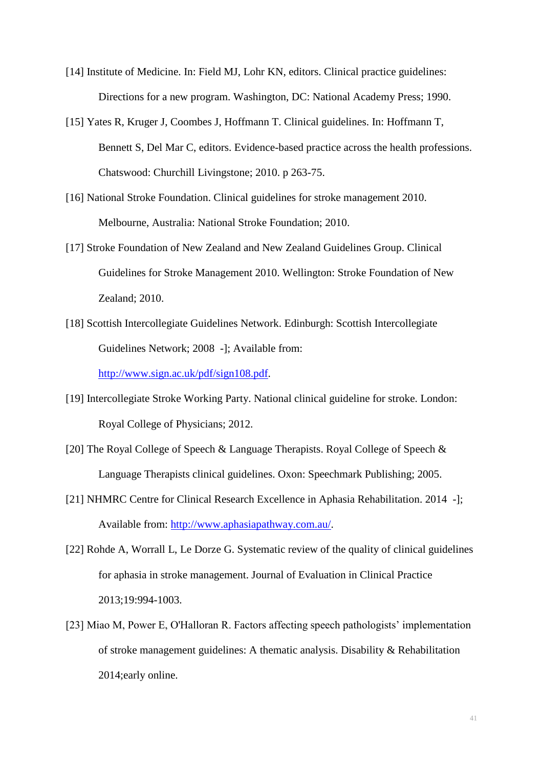[14] Institute of Medicine. In: Field MJ, Lohr KN, editors. Clinical practice guidelines: Directions for a new program. Washington, DC: National Academy Press; 1990.

[15] Yates R, Kruger J, Coombes J, Hoffmann T. Clinical guidelines. In: Hoffmann T, Bennett S, Del Mar C, editors. Evidence-based practice across the health professions. Chatswood: Churchill Livingstone; 2010. p 263-75.

[16] National Stroke Foundation. Clinical guidelines for stroke management 2010. Melbourne, Australia: National Stroke Foundation; 2010.

[17] Stroke Foundation of New Zealand and New Zealand Guidelines Group. Clinical Guidelines for Stroke Management 2010. Wellington: Stroke Foundation of New Zealand; 2010.

[18] Scottish Intercollegiate Guidelines Network. Edinburgh: Scottish Intercollegiate Guidelines Network; 2008 -]; Available from: http://www.sign.ac.uk/pdf/sign108.pdf.

[19] Intercollegiate Stroke Working Party. National clinical guideline for stroke. London: Royal College of Physicians; 2012.

[20] The Royal College of Speech & Language Therapists. Royal College of Speech & Language Therapists clinical guidelines. Oxon: Speechmark Publishing; 2005.

[21] NHMRC Centre for Clinical Research Excellence in Aphasia Rehabilitation. 2014 -]; Available from: http://www.aphasiapathway.com.au/.

[22] Rohde A, Worrall L, Le Dorze G. Systematic review of the quality of clinical guidelines for aphasia in stroke management. Journal of Evaluation in Clinical Practice 2013;19:994-1003.

[23] Miao M, Power E, O'Halloran R. Factors affecting speech pathologists' implementation of stroke management guidelines: A thematic analysis. Disability & Rehabilitation 2014;early online.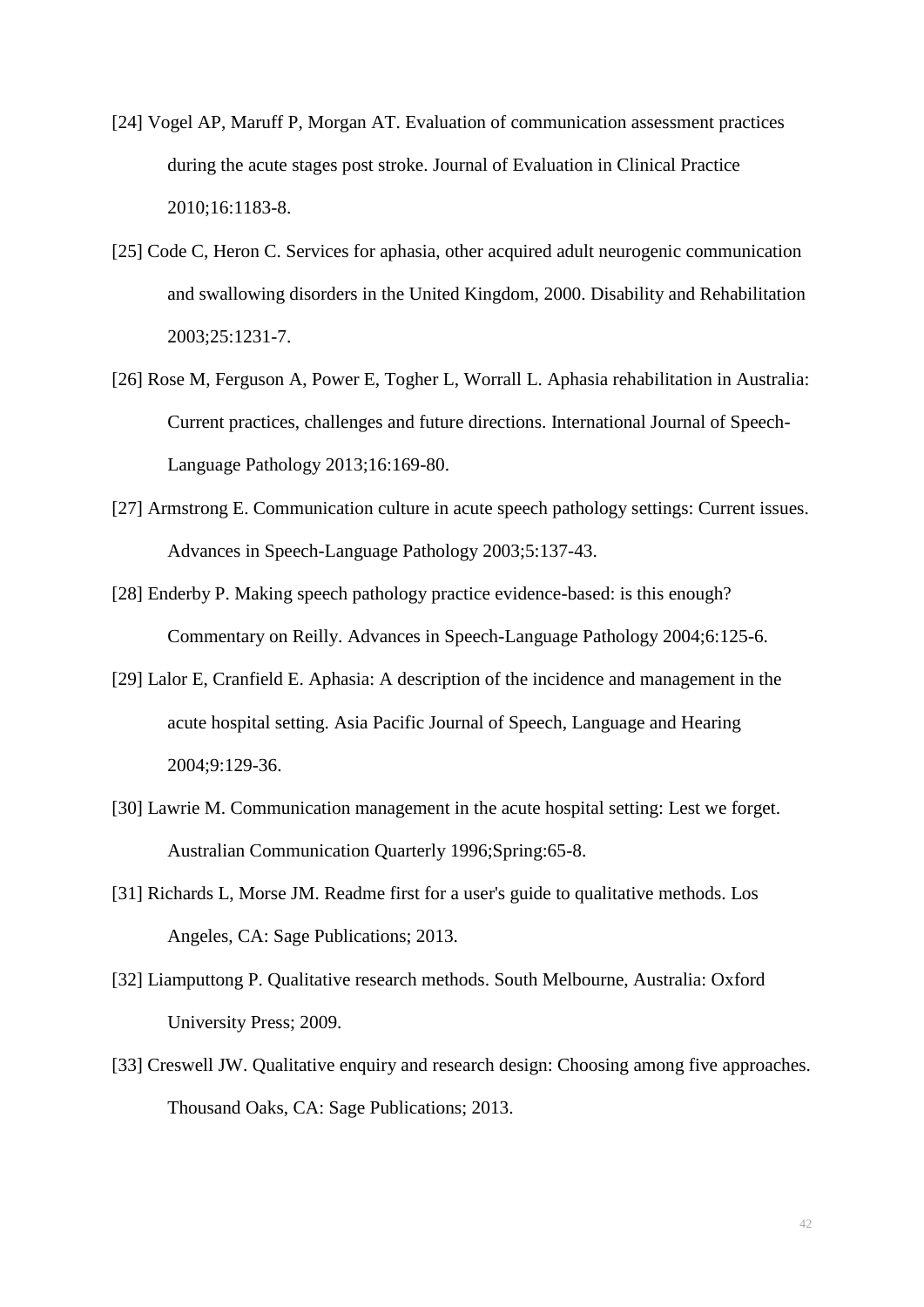[24] Vogel AP, Maruff P, Morgan AT. Evaluation of communication assessment practices during the acute stages post stroke. Journal of Evaluation in Clinical Practice 2010;16:1183-8.

[25] Code C, Heron C. Services for aphasia, other acquired adult neurogenic communication and swallowing disorders in the United Kingdom, 2000. Disability and Rehabilitation 2003;25:1231-7.

[26] Rose M, Ferguson A, Power E, Togher L, Worrall L. Aphasia rehabilitation in Australia: Current practices, challenges and future directions. International Journal of Speech-Language Pathology 2013;16:169-80.

[27] Armstrong E. Communication culture in acute speech pathology settings: Current issues. Advances in Speech-Language Pathology 2003;5:137-43.

[28] Enderby P. Making speech pathology practice evidence-based: is this enough? Commentary on Reilly. Advances in Speech-Language Pathology 2004;6:125-6.

[29] Lalor E, Cranfield E. Aphasia: A description of the incidence and management in the acute hospital setting. Asia Pacific Journal of Speech, Language and Hearing 2004;9:129-36.

[30] Lawrie M. Communication management in the acute hospital setting: Lest we forget. Australian Communication Quarterly 1996;Spring:65-8.

[31] Richards L, Morse JM. Readme first for a user's guide to qualitative methods. Los Angeles, CA: Sage Publications; 2013.

[32] Liamputtong P. Qualitative research methods. South Melbourne, Australia: Oxford University Press; 2009.

[33] Creswell JW. Qualitative enquiry and research design: Choosing among five approaches. Thousand Oaks, CA: Sage Publications; 2013.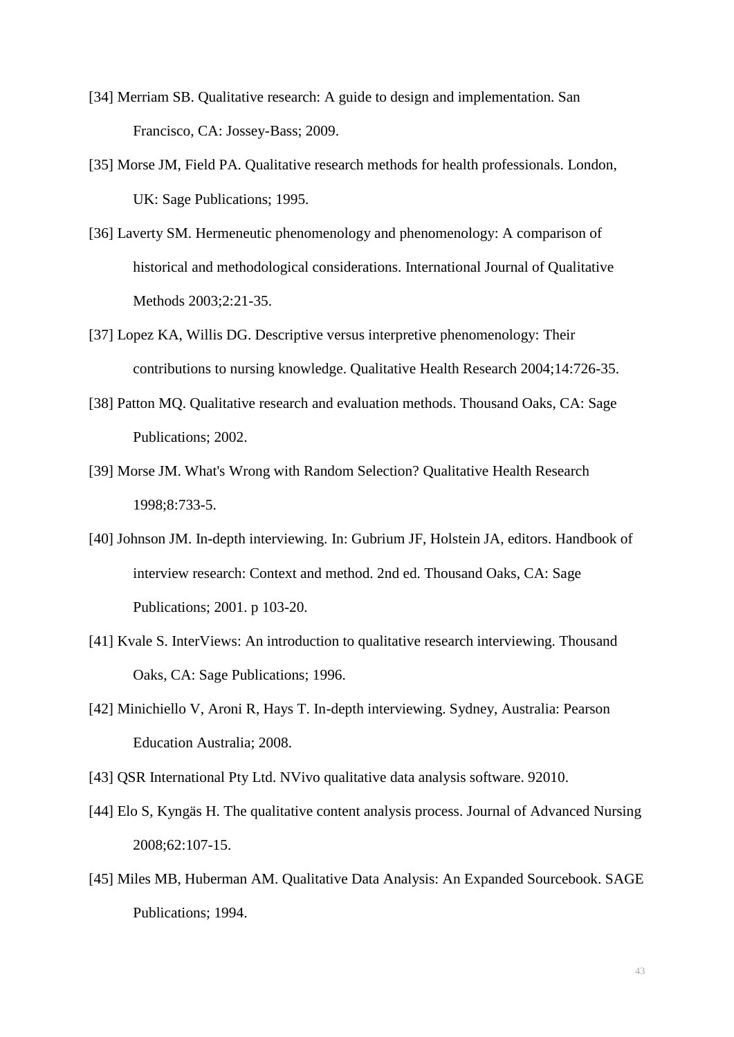[34] Merriam SB. Qualitative research: A guide to design and implementation. San Francisco, CA: Jossey-Bass; 2009.

[35] Morse JM, Field PA. Qualitative research methods for health professionals. London, UK: Sage Publications; 1995.

[36] Laverty SM. Hermeneutic phenomenology and phenomenology: A comparison of historical and methodological considerations. International Journal of Qualitative Methods 2003;2:21-35.

[37] Lopez KA, Willis DG. Descriptive versus interpretive phenomenology: Their contributions to nursing knowledge. Qualitative Health Research 2004;14:726-35.

[38] Patton MQ. Qualitative research and evaluation methods. Thousand Oaks, CA: Sage Publications; 2002.

[39] Morse JM. What's Wrong with Random Selection? Qualitative Health Research 1998;8:733-5.

[40] Johnson JM. In-depth interviewing. In: Gubrium JF, Holstein JA, editors. Handbook of interview research: Context and method. 2nd ed. Thousand Oaks, CA: Sage Publications; 2001. p 103-20.

[41] Kvale S. InterViews: An introduction to qualitative research interviewing. Thousand Oaks, CA: Sage Publications; 1996.

[42] Minichiello V, Aroni R, Hays T. In-depth interviewing. Sydney, Australia: Pearson Education Australia; 2008.

[43] QSR International Pty Ltd. NVivo qualitative data analysis software. 92010.

[44] Elo S, Kyngäs H. The qualitative content analysis process. Journal of Advanced Nursing 2008;62:107-15.

[45] Miles MB, Huberman AM. Qualitative Data Analysis: An Expanded Sourcebook. SAGE Publications; 1994.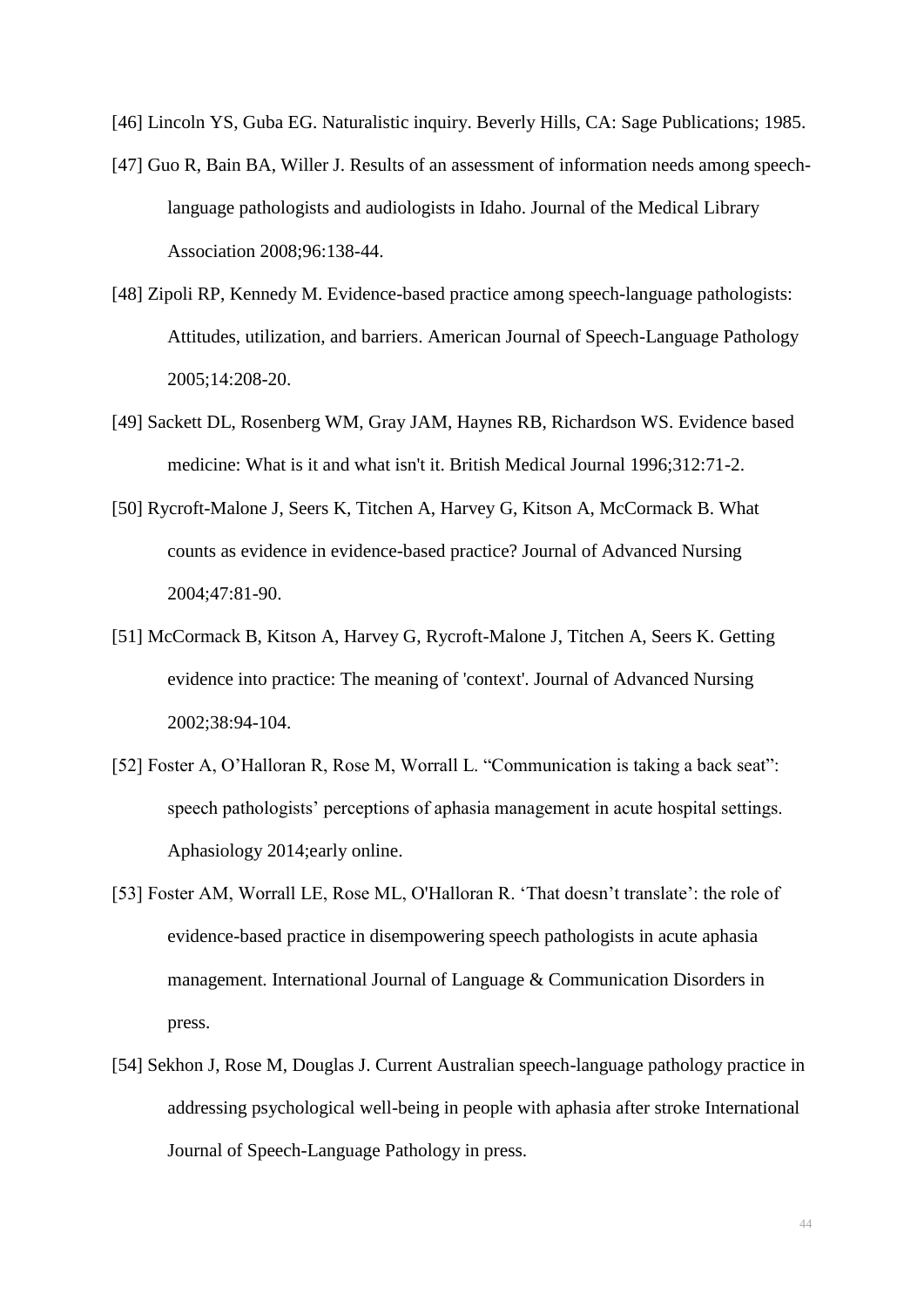[46] Lincoln YS, Guba EG. Naturalistic inquiry. Beverly Hills, CA: Sage Publications; 1985.

[47] Guo R, Bain BA, Willer J. Results of an assessment of information needs among speech-language pathologists and audiologists in Idaho. Journal of the Medical Library Association 2008;96:138-44.

[48] Zipoli RP, Kennedy M. Evidence-based practice among speech-language pathologists: Attitudes, utilization, and barriers. American Journal of Speech-Language Pathology 2005;14:208-20.

[49] Sackett DL, Rosenberg WM, Gray JAM, Haynes RB, Richardson WS. Evidence based medicine: What is it and what isn't it. British Medical Journal 1996;312:71-2.

[50] Rycroft-Malone J, Seers K, Titchen A, Harvey G, Kitson A, McCormack B. What counts as evidence in evidence-based practice? Journal of Advanced Nursing 2004;47:81-90.

[51] McCormack B, Kitson A, Harvey G, Rycroft-Malone J, Titchen A, Seers K. Getting evidence into practice: The meaning of 'context'. Journal of Advanced Nursing 2002;38:94-104.

[52] Foster A, O'Halloran R, Rose M, Worrall L. "Communication is taking a back seat": speech pathologists' perceptions of aphasia management in acute hospital settings. Aphasiology 2014;early online.

[53] Foster AM, Worrall LE, Rose ML, O'Halloran R. 'That doesn't translate': the role of evidence-based practice in disempowering speech pathologists in acute aphasia management. International Journal of Language & Communication Disorders in press.

[54] Sekhon J, Rose M, Douglas J. Current Australian speech-language pathology practice in addressing psychological well-being in people with aphasia after stroke International Journal of Speech-Language Pathology in press.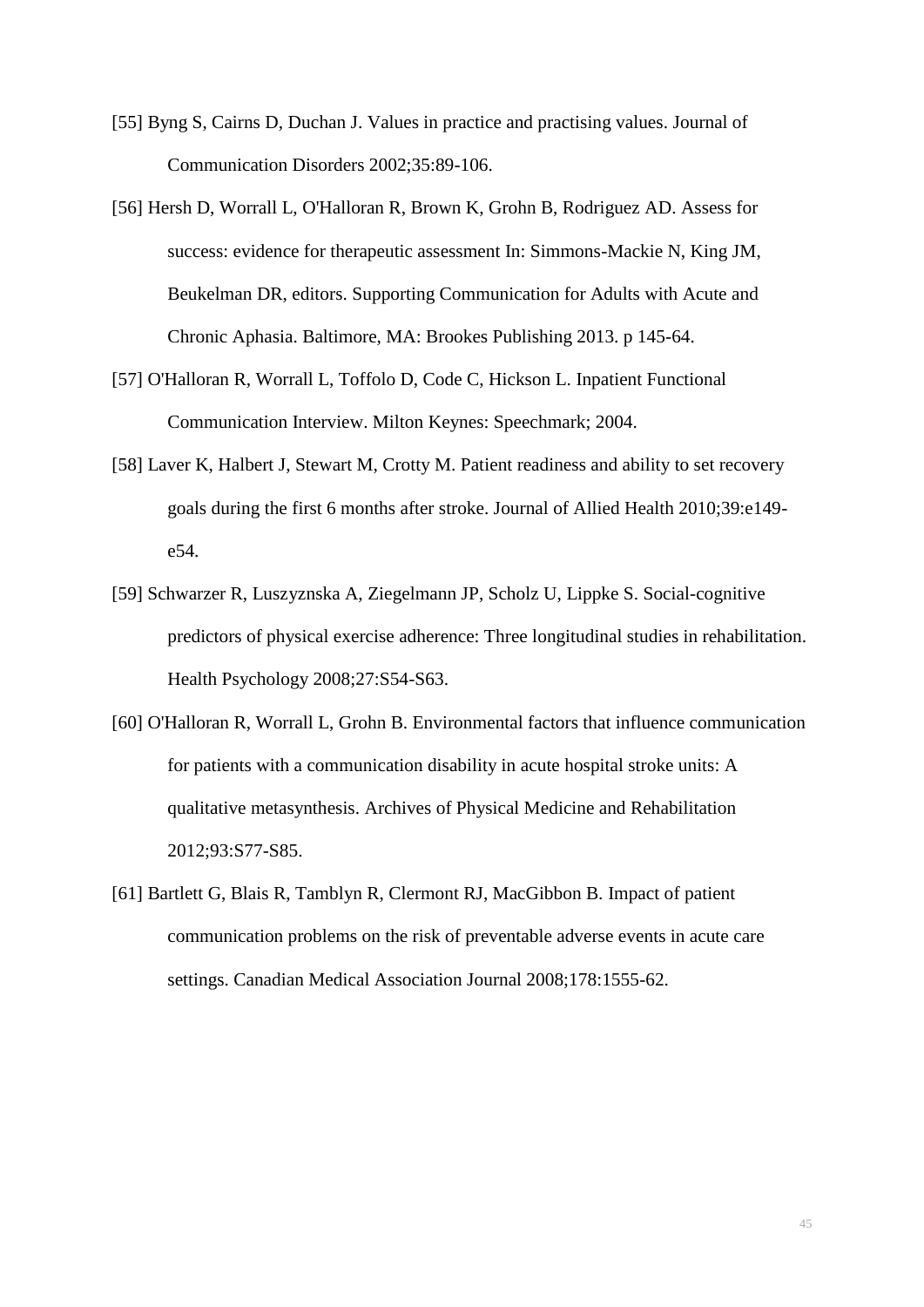[55] Byng S, Cairns D, Duchan J. Values in practice and practising values. Journal of Communication Disorders 2002;35:89-106.

[56] Hersh D, Worrall L, O'Halloran R, Brown K, Grohn B, Rodriguez AD. Assess for success: evidence for therapeutic assessment In: Simmons-Mackie N, King JM, Beukelman DR, editors. Supporting Communication for Adults with Acute and Chronic Aphasia. Baltimore, MA: Brookes Publishing 2013. p 145-64.

[57] O'Halloran R, Worrall L, Toffolo D, Code C, Hickson L. Inpatient Functional Communication Interview. Milton Keynes: Speechmark; 2004.

[58] Laver K, Halbert J, Stewart M, Crotty M. Patient readiness and ability to set recovery goals during the first 6 months after stroke. Journal of Allied Health 2010;39:e149-e54.

[59] Schwarzer R, Luszyznska A, Ziegelmann JP, Scholz U, Lippke S. Social-cognitive predictors of physical exercise adherence: Three longitudinal studies in rehabilitation. Health Psychology 2008;27:S54-S63.

[60] O'Halloran R, Worrall L, Grohn B. Environmental factors that influence communication for patients with a communication disability in acute hospital stroke units: A qualitative metasynthesis. Archives of Physical Medicine and Rehabilitation 2012;93:S77-S85.

[61] Bartlett G, Blais R, Tamblyn R, Clermont RJ, MacGibbon B. Impact of patient communication problems on the risk of preventable adverse events in acute care settings. Canadian Medical Association Journal 2008;178:1555-62.